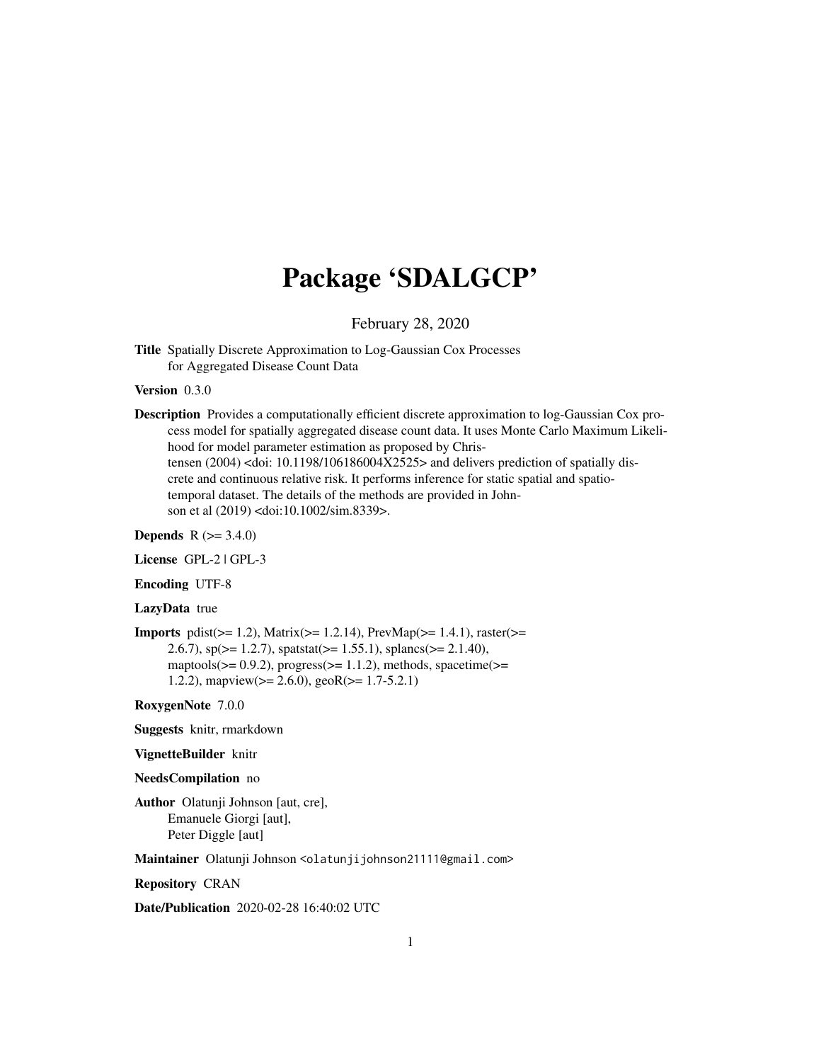# Package 'SDALGCP'

February 28, 2020

**Title** Spatially Discrete Approximation to Log-Gaussian Cox Processes for Aggregated Disease Count Data

**Version** 0.3.0

**Description** Provides a computationally efficient discrete approximation to log-Gaussian Cox process model for spatially aggregated disease count data. It uses Monte Carlo Maximum Likelihood for model parameter estimation as proposed by Christensen (2004) <doi: 10.1198/106186004X2525> and delivers prediction of spatially discrete and continuous relative risk. It performs inference for static spatial and spatio-temporal dataset. The details of the methods are provided in Johnson et al (2019) <doi:10.1002/sim.8339>.

**Depends** R (>= 3.4.0)

**License** GPL-2 | GPL-3

**Encoding** UTF-8

**LazyData** true

**Imports** pdist(>= 1.2), Matrix(>= 1.2.14), PrevMap(>= 1.4.1), raster(>= 2.6.7), sp(>= 1.2.7), spatstat(>= 1.55.1), splancs(>= 2.1.40), maptools(>= 0.9.2), progress(>= 1.1.2), methods, spacetime(>= 1.2.2), mapview(>= 2.6.0), geoR(>= 1.7-5.2.1)

**RoxygenNote** 7.0.0

**Suggests** knitr, rmarkdown

**VignetteBuilder** knitr

**NeedsCompilation** no

**Author** Olatunji Johnson [aut, cre],
Emanuele Giorgi [aut],
Peter Diggle [aut]

**Maintainer** Olatunji Johnson <olatunjijohnson21111@gmail.com>

**Repository** CRAN

**Date/Publication** 2020-02-28 16:40:02 UTC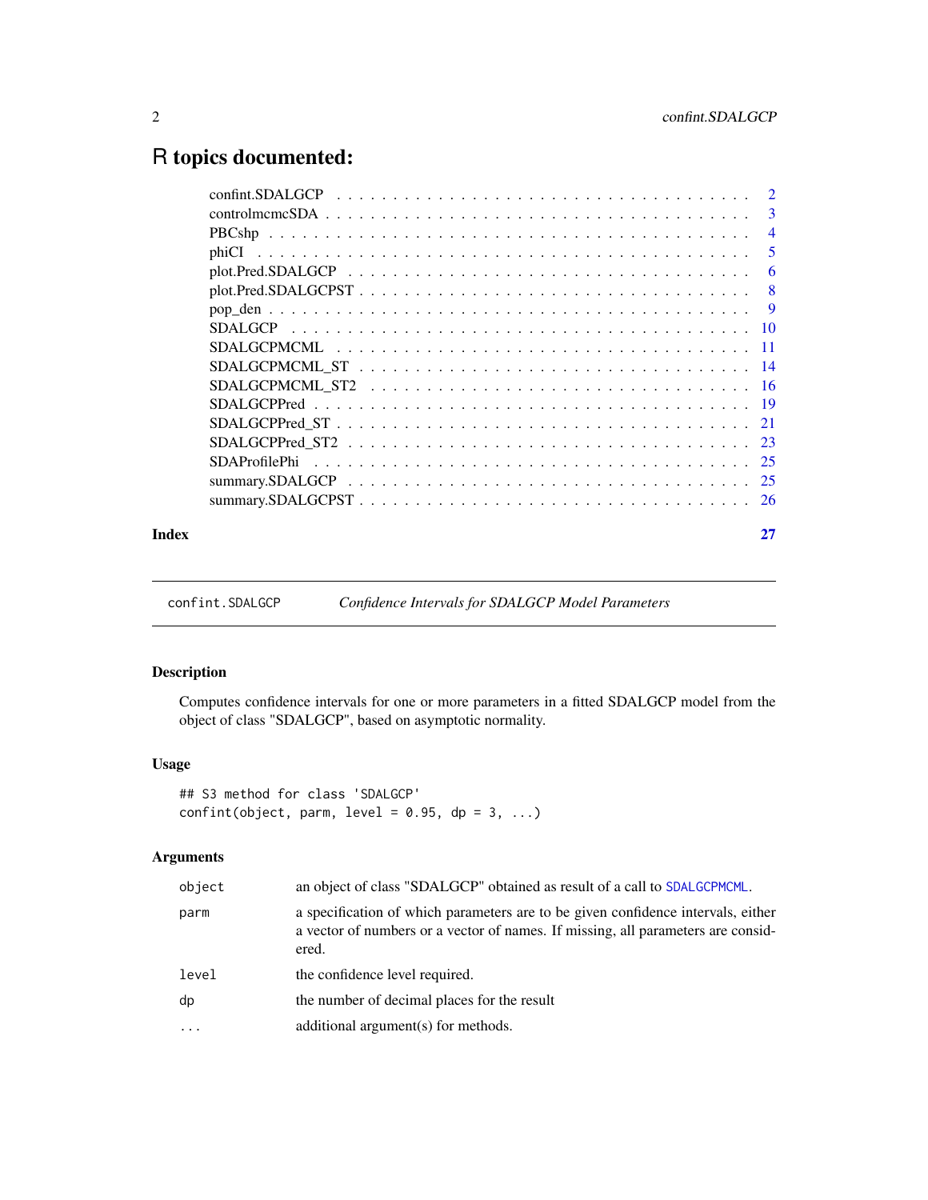# R topics documented:

| | |
|---|---|
| confint.SDALGCP | 2 |
| controlmcmcSDA | 3 |
| PBCshp | 4 |
| phiCI | 5 |
| plot.Pred.SDALGCP | 6 |
| plot.Pred.SDALGCPST | 8 |
| pop_den | 9 |
| SDALGCP | 10 |
| SDALGCPMCML | 11 |
| SDALGCPMCML_ST | 14 |
| SDALGCPMCML_ST2 | 16 |
| SDALGCPPred | 19 |
| SDALGCPPred_ST | 21 |
| SDALGCPPred_ST2 | 23 |
| SDAProfilePhi | 25 |
| summary.SDALGCP | 25 |
| summary.SDALGCPST | 26 |
| **Index** | **27** |

---

`confint.SDALGCP` *Confidence Intervals for SDALGCP Model Parameters*

---

## Description

Computes confidence intervals for one or more parameters in a fitted SDALGCP model from the object of class "SDALGCP", based on asymptotic normality.

## Usage

```
## S3 method for class 'SDALGCP'
confint(object, parm, level = 0.95, dp = 3, ...)
```

## Arguments

| | |
|---|---|
| `object` | an object of class "SDALGCP" obtained as result of a call to `SDALGCPMCML`. |
| `parm` | a specification of which parameters are to be given confidence intervals, either a vector of numbers or a vector of names. If missing, all parameters are considered. |
| `level` | the confidence level required. |
| `dp` | the number of decimal places for the result |
| `...` | additional argument(s) for methods. |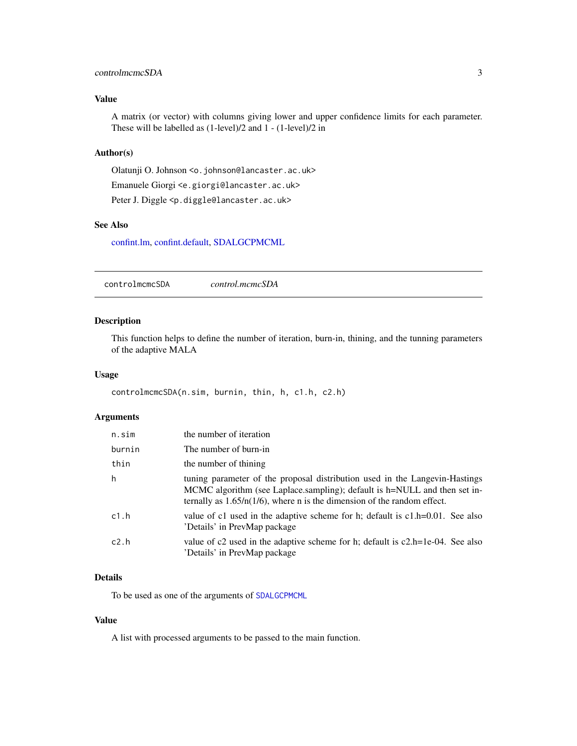## Value

A matrix (or vector) with columns giving lower and upper confidence limits for each parameter. These will be labelled as (1-level)/2 and 1 - (1-level)/2 in

## Author(s)

Olatunji O. Johnson <o.johnson@lancaster.ac.uk>

Emanuele Giorgi <e.giorgi@lancaster.ac.uk>

Peter J. Diggle <p.diggle@lancaster.ac.uk>

## See Also

confint.lm, confint.default, SDALGCPMCML

---

# controlmcmcSDA    *control.mcmcSDA*

## Description

This function helps to define the number of iteration, burn-in, thining, and the tunning parameters of the adaptive MALA

## Usage

```
controlmcmcSDA(n.sim, burnin, thin, h, c1.h, c2.h)
```

## Arguments

| | |
|---|---|
| `n.sim` | the number of iteration |
| `burnin` | The number of burn-in |
| `thin` | the number of thining |
| `h` | tuning parameter of the proposal distribution used in the Langevin-Hastings MCMC algorithm (see Laplace.sampling); default is h=NULL and then set internally as 1.65/n(1/6), where n is the dimension of the random effect. |
| `c1.h` | value of c1 used in the adaptive scheme for h; default is c1.h=0.01. See also 'Details' in PrevMap package |
| `c2.h` | value of c2 used in the adaptive scheme for h; default is c2.h=1e-04. See also 'Details' in PrevMap package |

## Details

To be used as one of the arguments of `SDALGCPMCML`

## Value

A list with processed arguments to be passed to the main function.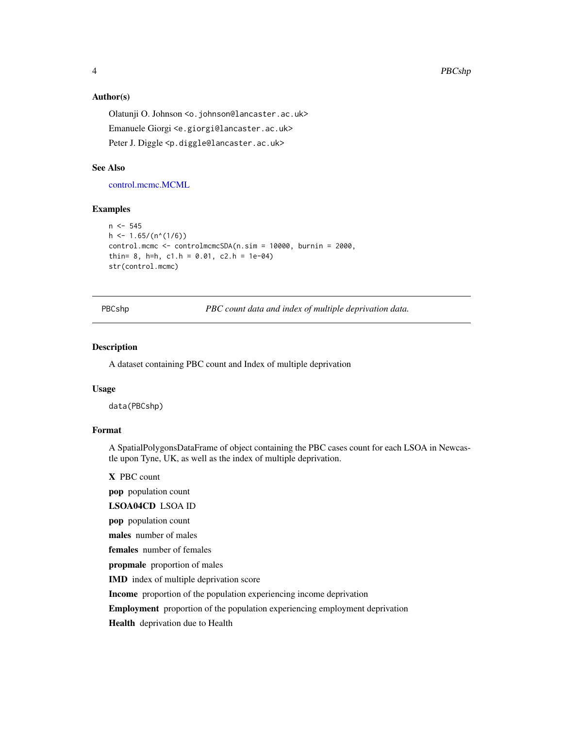### Author(s)

Olatunji O. Johnson <o.johnson@lancaster.ac.uk>

Emanuele Giorgi <e.giorgi@lancaster.ac.uk>

Peter J. Diggle <p.diggle@lancaster.ac.uk>

### See Also

control.mcmc.MCML

### Examples

```
n <- 545
h <- 1.65/(n^(1/6))
control.mcmc <- controlmcmcSDA(n.sim = 10000, burnin = 2000,
thin= 8, h=h, c1.h = 0.01, c2.h = 1e-04)
str(control.mcmc)
```

---

## PBCshp *PBC count data and index of multiple deprivation data.*

---

### Description

A dataset containing PBC count and Index of multiple deprivation

### Usage

```
data(PBCshp)
```

### Format

A SpatialPolygonsDataFrame of object containing the PBC cases count for each LSOA in Newcastle upon Tyne, UK, as well as the index of multiple deprivation.

**X** PBC count

**pop** population count

**LSOA04CD** LSOA ID

**pop** population count

**males** number of males

**females** number of females

**propmale** proportion of males

**IMD** index of multiple deprivation score

**Income** proportion of the population experiencing income deprivation

**Employment** proportion of the population experiencing employment deprivation

**Health** deprivation due to Health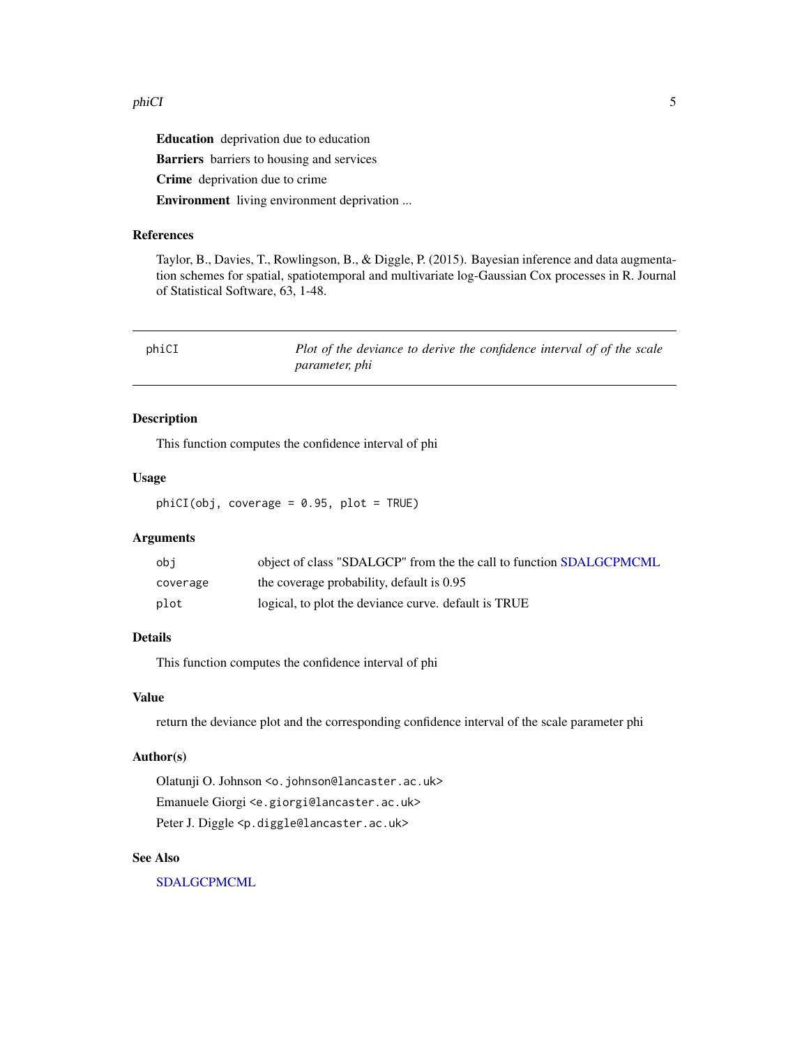**Education** deprivation due to education

**Barriers** barriers to housing and services

**Crime** deprivation due to crime

**Environment** living environment deprivation ...

### References

Taylor, B., Davies, T., Rowlingson, B., & Diggle, P. (2015). Bayesian inference and data augmentation schemes for spatial, spatiotemporal and multivariate log-Gaussian Cox processes in R. Journal of Statistical Software, 63, 1-48.

---

## phiCI — *Plot of the deviance to derive the confidence interval of of the scale parameter, phi*

---

### Description

This function computes the confidence interval of phi

### Usage

```
phiCI(obj, coverage = 0.95, plot = TRUE)
```

### Arguments

| | |
|---|---|
| `obj` | object of class "SDALGCP" from the the call to function SDALGCPMCML |
| `coverage` | the coverage probability, default is 0.95 |
| `plot` | logical, to plot the deviance curve. default is TRUE |

### Details

This function computes the confidence interval of phi

### Value

return the deviance plot and the corresponding confidence interval of the scale parameter phi

### Author(s)

Olatunji O. Johnson <o.johnson@lancaster.ac.uk>

Emanuele Giorgi <e.giorgi@lancaster.ac.uk>

Peter J. Diggle <p.diggle@lancaster.ac.uk>

### See Also

SDALGCPMCML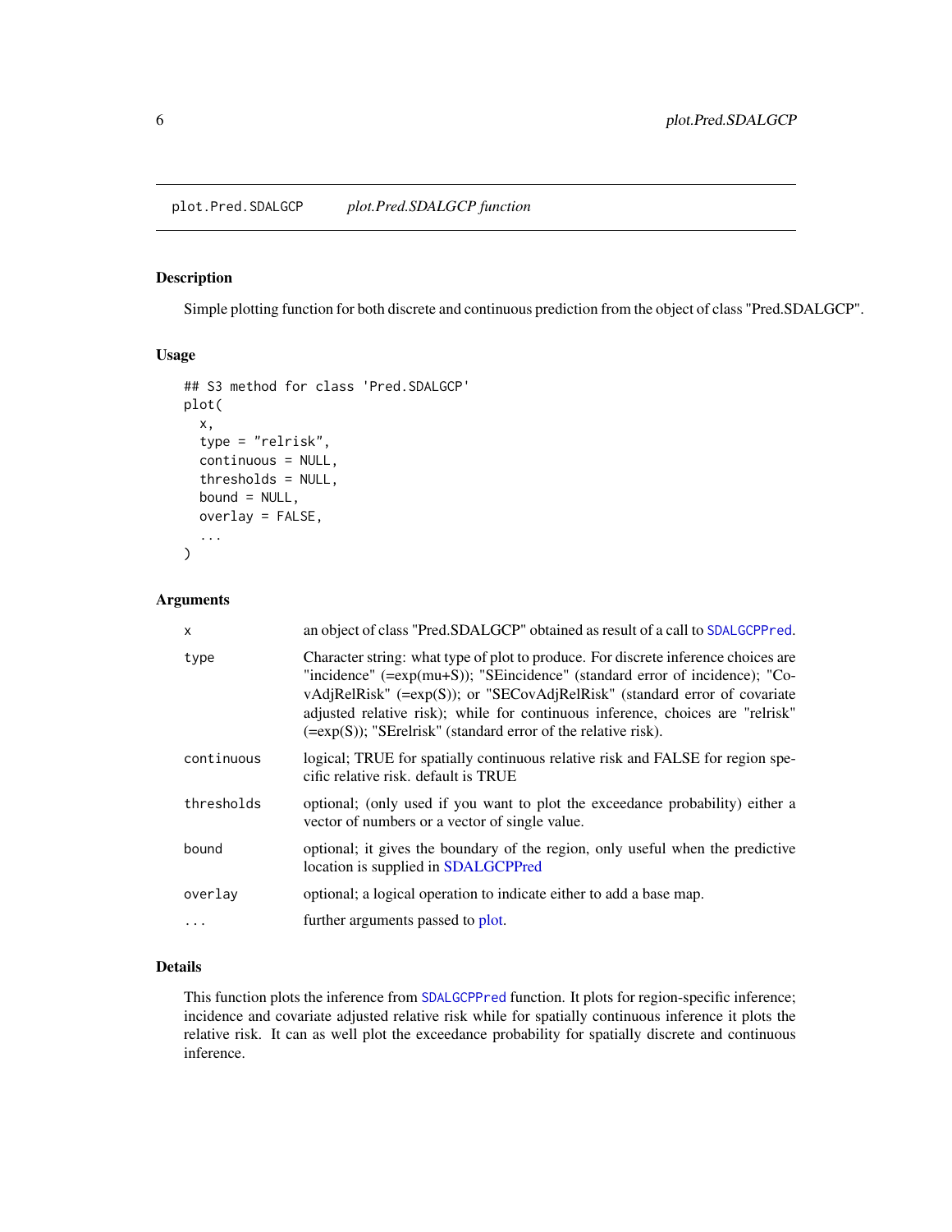# plot.Pred.SDALGCP — *plot.Pred.SDALGCP function*

## Description

Simple plotting function for both discrete and continuous prediction from the object of class "Pred.SDALGCP".

## Usage

```
## S3 method for class 'Pred.SDALGCP'
plot(
  x,
  type = "relrisk",
  continuous = NULL,
  thresholds = NULL,
  bound = NULL,
  overlay = FALSE,
  ...
)
```

## Arguments

| | |
|---|---|
| `x` | an object of class "Pred.SDALGCP" obtained as result of a call to `SDALGCPPred`. |
| `type` | Character string: what type of plot to produce. For discrete inference choices are "incidence" (=exp(mu+S)); "SEincidence" (standard error of incidence); "CovAdjRelRisk" (=exp(S)); or "SECovAdjRelRisk" (standard error of covariate adjusted relative risk); while for continuous inference, choices are "relrisk" (=exp(S)); "SErelrisk" (standard error of the relative risk). |
| `continuous` | logical; TRUE for spatially continuous relative risk and FALSE for region specific relative risk. default is TRUE |
| `thresholds` | optional; (only used if you want to plot the exceedance probability) either a vector of numbers or a vector of single value. |
| `bound` | optional; it gives the boundary of the region, only useful when the predictive location is supplied in SDALGCPPred |
| `overlay` | optional; a logical operation to indicate either to add a base map. |
| `...` | further arguments passed to plot. |

## Details

This function plots the inference from `SDALGCPPred` function. It plots for region-specific inference; incidence and covariate adjusted relative risk while for spatially continuous inference it plots the relative risk. It can as well plot the exceedance probability for spatially discrete and continuous inference.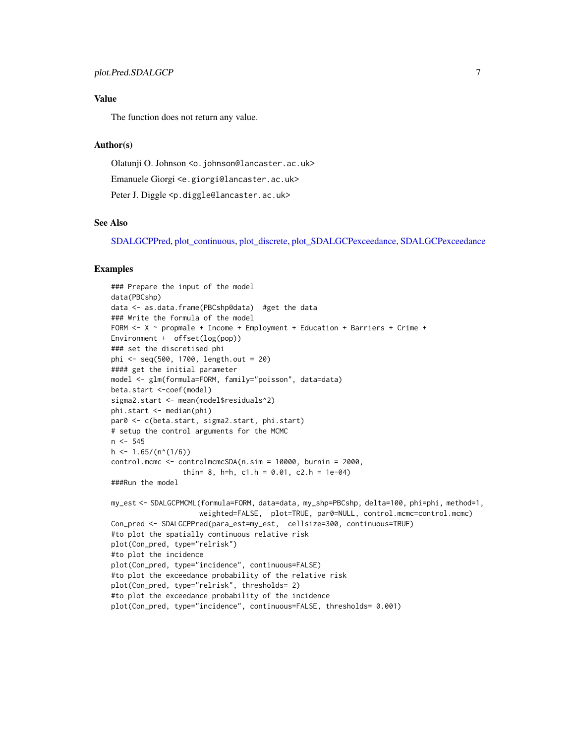## Value

The function does not return any value.

## Author(s)

Olatunji O. Johnson <o.johnson@lancaster.ac.uk>

Emanuele Giorgi <e.giorgi@lancaster.ac.uk>

Peter J. Diggle <p.diggle@lancaster.ac.uk>

## See Also

SDALGCPPred, plot_continuous, plot_discrete, plot_SDALGCPexceedance, SDALGCPexceedance

## Examples

```
### Prepare the input of the model
data(PBCshp)
data <- as.data.frame(PBCshp@data)  #get the data
### Write the formula of the model
FORM <- X ~ propmale + Income + Employment + Education + Barriers + Crime +
Environment +  offset(log(pop))
### set the discretised phi
phi <- seq(500, 1700, length.out = 20)
#### get the initial parameter
model <- glm(formula=FORM, family="poisson", data=data)
beta.start <-coef(model)
sigma2.start <- mean(model$residuals^2)
phi.start <- median(phi)
par0 <- c(beta.start, sigma2.start, phi.start)
# setup the control arguments for the MCMC
n <- 545
h <- 1.65/(n^(1/6))
control.mcmc <- controlmcmcSDA(n.sim = 10000, burnin = 2000,
                 thin= 8, h=h, c1.h = 0.01, c2.h = 1e-04)
###Run the model

my_est <- SDALGCPMCML(formula=FORM, data=data, my_shp=PBCshp, delta=100, phi=phi, method=1,
                     weighted=FALSE,  plot=TRUE, par0=NULL, control.mcmc=control.mcmc)
Con_pred <- SDALGCPPred(para_est=my_est,  cellsize=300, continuous=TRUE)
#to plot the spatially continuous relative risk
plot(Con_pred, type="relrisk")
#to plot the incidence
plot(Con_pred, type="incidence", continuous=FALSE)
#to plot the exceedance probability of the relative risk
plot(Con_pred, type="relrisk", thresholds= 2)
#to plot the exceedance probability of the incidence
plot(Con_pred, type="incidence", continuous=FALSE, thresholds= 0.001)
```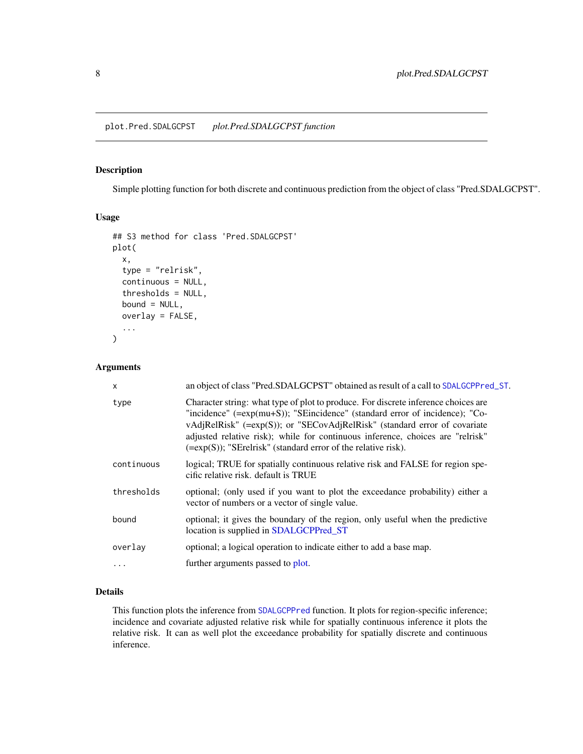# plot.Pred.SDALGCPST — *plot.Pred.SDALGCPST function*

## Description

Simple plotting function for both discrete and continuous prediction from the object of class "Pred.SDALGCPST".

## Usage

```
## S3 method for class 'Pred.SDALGCPST'
plot(
  x,
  type = "relrisk",
  continuous = NULL,
  thresholds = NULL,
  bound = NULL,
  overlay = FALSE,
  ...
)
```

## Arguments

| | |
|---|---|
| `x` | an object of class "Pred.SDALGCPST" obtained as result of a call to `SDALGCPPred_ST`. |
| `type` | Character string: what type of plot to produce. For discrete inference choices are "incidence" (=exp(mu+S)); "SEincidence" (standard error of incidence); "CovAdjRelRisk" (=exp(S)); or "SECovAdjRelRisk" (standard error of covariate adjusted relative risk); while for continuous inference, choices are "relrisk" (=exp(S)); "SErelrisk" (standard error of the relative risk). |
| `continuous` | logical; TRUE for spatially continuous relative risk and FALSE for region specific relative risk. default is TRUE |
| `thresholds` | optional; (only used if you want to plot the exceedance probability) either a vector of numbers or a vector of single value. |
| `bound` | optional; it gives the boundary of the region, only useful when the predictive location is supplied in SDALGCPPred_ST |
| `overlay` | optional; a logical operation to indicate either to add a base map. |
| `...` | further arguments passed to plot. |

## Details

This function plots the inference from `SDALGCPPred` function. It plots for region-specific inference; incidence and covariate adjusted relative risk while for spatially continuous inference it plots the relative risk. It can as well plot the exceedance probability for spatially discrete and continuous inference.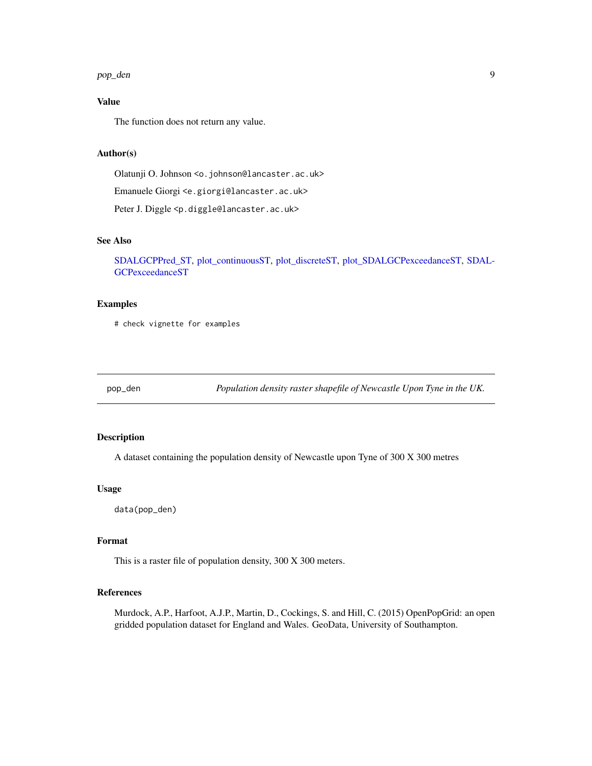### Value

The function does not return any value.

### Author(s)

Olatunji O. Johnson <o.johnson@lancaster.ac.uk>

Emanuele Giorgi <e.giorgi@lancaster.ac.uk>

Peter J. Diggle <p.diggle@lancaster.ac.uk>

### See Also

SDALGCPPred_ST, plot_continuousST, plot_discreteST, plot_SDALGCPexceedanceST, SDALGCPexceedanceST

### Examples

```
# check vignette for examples
```

---

## pop_den — *Population density raster shapefile of Newcastle Upon Tyne in the UK.*

---

### Description

A dataset containing the population density of Newcastle upon Tyne of 300 X 300 metres

### Usage

```
data(pop_den)
```

### Format

This is a raster file of population density, 300 X 300 meters.

### References

Murdock, A.P., Harfoot, A.J.P., Martin, D., Cockings, S. and Hill, C. (2015) OpenPopGrid: an open gridded population dataset for England and Wales. GeoData, University of Southampton.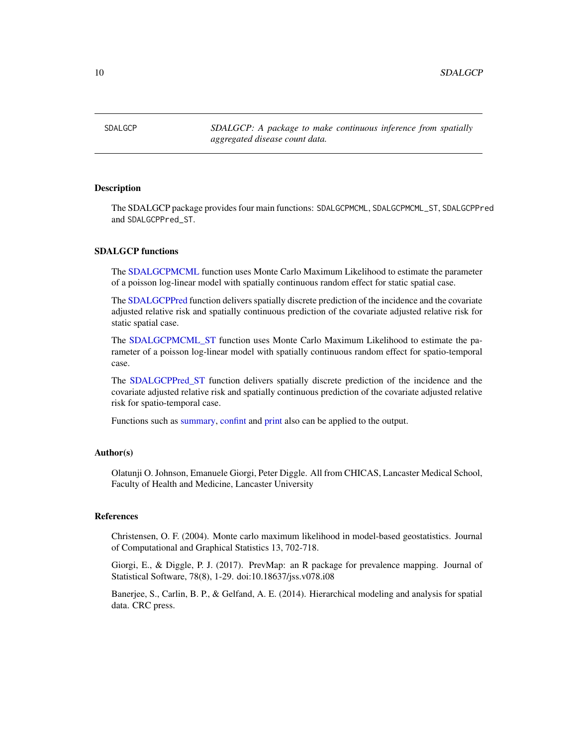SDALGCP — *SDALGCP: A package to make continuous inference from spatially aggregated disease count data.*

## Description

The SDALGCP package provides four main functions: `SDALGCPMCML`, `SDALGCPMCML_ST`, `SDALGCPPred` and `SDALGCPPred_ST`.

## SDALGCP functions

The SDALGCPMCML function uses Monte Carlo Maximum Likelihood to estimate the parameter of a poisson log-linear model with spatially continuous random effect for static spatial case.

The SDALGCPPred function delivers spatially discrete prediction of the incidence and the covariate adjusted relative risk and spatially continuous prediction of the covariate adjusted relative risk for static spatial case.

The SDALGCPMCML_ST function uses Monte Carlo Maximum Likelihood to estimate the parameter of a poisson log-linear model with spatially continuous random effect for spatio-temporal case.

The SDALGCPPred_ST function delivers spatially discrete prediction of the incidence and the covariate adjusted relative risk and spatially continuous prediction of the covariate adjusted relative risk for spatio-temporal case.

Functions such as summary, confint and print also can be applied to the output.

## Author(s)

Olatunji O. Johnson, Emanuele Giorgi, Peter Diggle. All from CHICAS, Lancaster Medical School, Faculty of Health and Medicine, Lancaster University

## References

Christensen, O. F. (2004). Monte carlo maximum likelihood in model-based geostatistics. Journal of Computational and Graphical Statistics 13, 702-718.

Giorgi, E., & Diggle, P. J. (2017). PrevMap: an R package for prevalence mapping. Journal of Statistical Software, 78(8), 1-29. doi:10.18637/jss.v078.i08

Banerjee, S., Carlin, B. P., & Gelfand, A. E. (2014). Hierarchical modeling and analysis for spatial data. CRC press.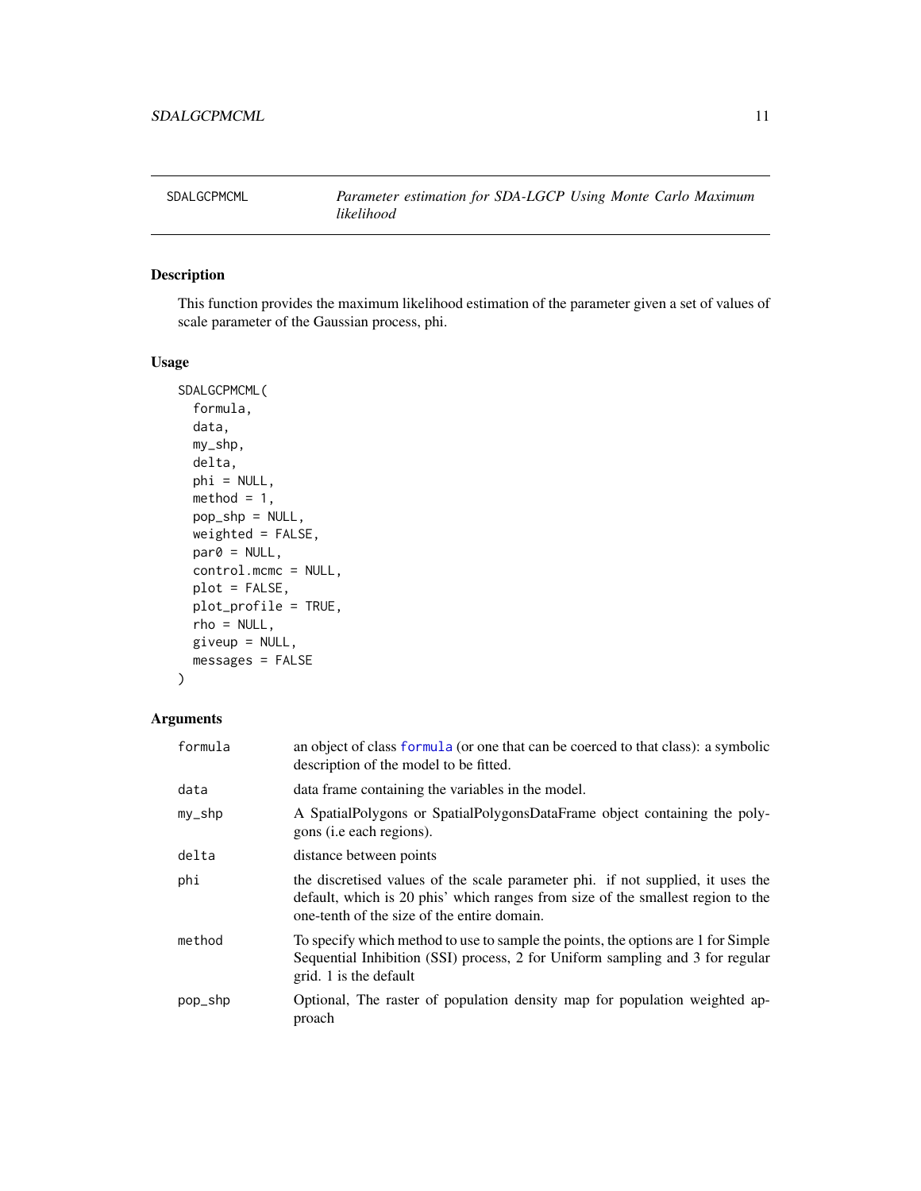## SDALGCPMCML — *Parameter estimation for SDA-LGCP Using Monte Carlo Maximum likelihood*

### Description

This function provides the maximum likelihood estimation of the parameter given a set of values of scale parameter of the Gaussian process, phi.

### Usage

```
SDALGCPMCML(
  formula,
  data,
  my_shp,
  delta,
  phi = NULL,
  method = 1,
  pop_shp = NULL,
  weighted = FALSE,
  par0 = NULL,
  control.mcmc = NULL,
  plot = FALSE,
  plot_profile = TRUE,
  rho = NULL,
  giveup = NULL,
  messages = FALSE
)
```

### Arguments

| | |
|---|---|
| formula | an object of class formula (or one that can be coerced to that class): a symbolic description of the model to be fitted. |
| data | data frame containing the variables in the model. |
| my_shp | A SpatialPolygons or SpatialPolygonsDataFrame object containing the polygons (i.e each regions). |
| delta | distance between points |
| phi | the discretised values of the scale parameter phi. if not supplied, it uses the default, which is 20 phis' which ranges from size of the smallest region to the one-tenth of the size of the entire domain. |
| method | To specify which method to use to sample the points, the options are 1 for Simple Sequential Inhibition (SSI) process, 2 for Uniform sampling and 3 for regular grid. 1 is the default |
| pop_shp | Optional, The raster of population density map for population weighted approach |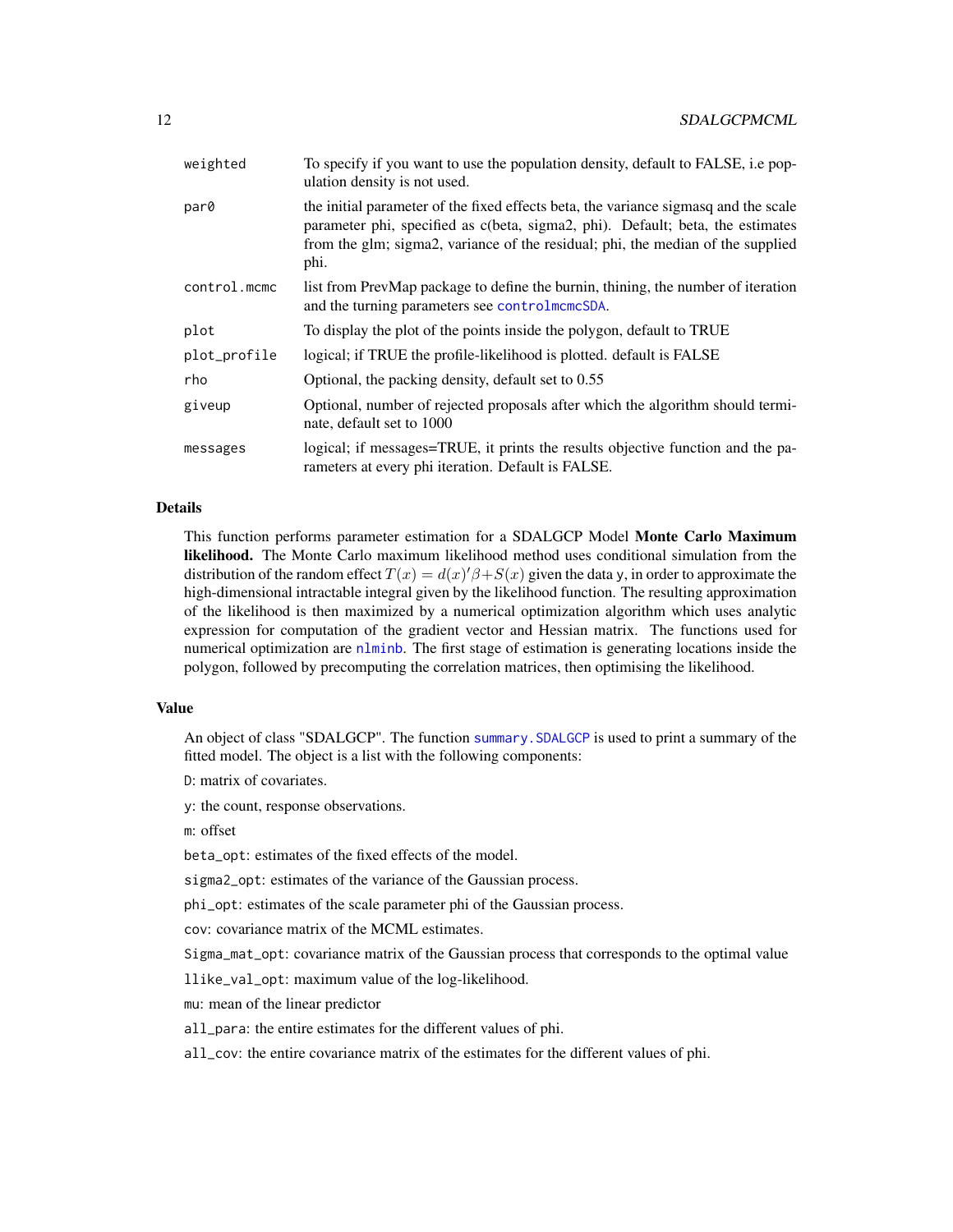| | |
|---|---|
| weighted | To specify if you want to use the population density, default to FALSE, i.e population density is not used. |
| par0 | the initial parameter of the fixed effects beta, the variance sigmasq and the scale parameter phi, specified as c(beta, sigma2, phi). Default; beta, the estimates from the glm; sigma2, variance of the residual; phi, the median of the supplied phi. |
| control.mcmc | list from PrevMap package to define the burnin, thining, the number of iteration and the turning parameters see controlmcmcSDA. |
| plot | To display the plot of the points inside the polygon, default to TRUE |
| plot_profile | logical; if TRUE the profile-likelihood is plotted. default is FALSE |
| rho | Optional, the packing density, default set to 0.55 |
| giveup | Optional, number of rejected proposals after which the algorithm should terminate, default set to 1000 |
| messages | logical; if messages=TRUE, it prints the results objective function and the parameters at every phi iteration. Default is FALSE. |

### Details

This function performs parameter estimation for a SDALGCP Model **Monte Carlo Maximum likelihood.** The Monte Carlo maximum likelihood method uses conditional simulation from the distribution of the random effect $T(x) = d(x)'\beta + S(x)$ given the data y, in order to approximate the high-dimensional intractable integral given by the likelihood function. The resulting approximation of the likelihood is then maximized by a numerical optimization algorithm which uses analytic expression for computation of the gradient vector and Hessian matrix. The functions used for numerical optimization are nlminb. The first stage of estimation is generating locations inside the polygon, followed by precomputing the correlation matrices, then optimising the likelihood.

### Value

An object of class "SDALGCP". The function summary.SDALGCP is used to print a summary of the fitted model. The object is a list with the following components:

D: matrix of covariates.

y: the count, response observations.

m: offset

beta_opt: estimates of the fixed effects of the model.

sigma2_opt: estimates of the variance of the Gaussian process.

phi_opt: estimates of the scale parameter phi of the Gaussian process.

cov: covariance matrix of the MCML estimates.

Sigma_mat_opt: covariance matrix of the Gaussian process that corresponds to the optimal value

llike_val_opt: maximum value of the log-likelihood.

mu: mean of the linear predictor

all_para: the entire estimates for the different values of phi.

all_cov: the entire covariance matrix of the estimates for the different values of phi.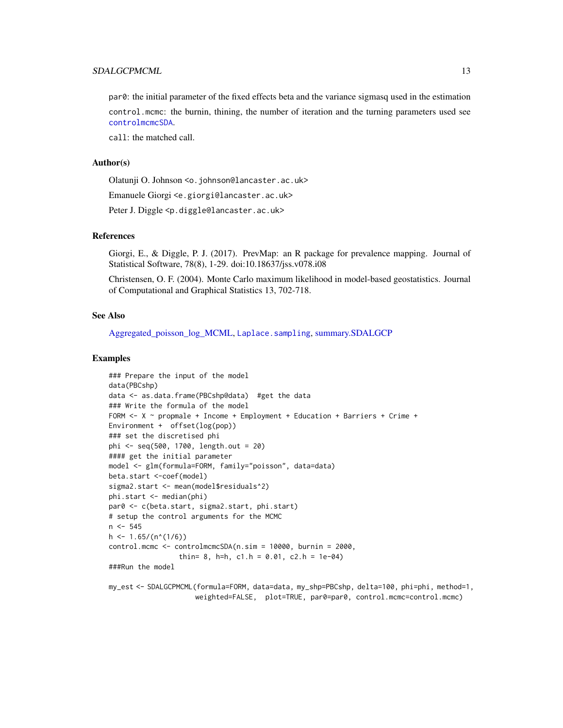`par0`: the initial parameter of the fixed effects beta and the variance sigmasq used in the estimation

`control.mcmc`: the burnin, thining, the number of iteration and the turning parameters used see `controlmcmcSDA`.

`call`: the matched call.

### Author(s)

Olatunji O. Johnson <o.johnson@lancaster.ac.uk>

Emanuele Giorgi <e.giorgi@lancaster.ac.uk>

Peter J. Diggle <p.diggle@lancaster.ac.uk>

### References

Giorgi, E., & Diggle, P. J. (2017). PrevMap: an R package for prevalence mapping. Journal of Statistical Software, 78(8), 1-29. doi:10.18637/jss.v078.i08

Christensen, O. F. (2004). Monte Carlo maximum likelihood in model-based geostatistics. Journal of Computational and Graphical Statistics 13, 702-718.

### See Also

Aggregated_poisson_log_MCML, `Laplace.sampling`, summary.SDALGCP

### Examples

```
### Prepare the input of the model
data(PBCshp)
data <- as.data.frame(PBCshp@data)  #get the data
### Write the formula of the model
FORM <- X ~ propmale + Income + Employment + Education + Barriers + Crime +
Environment +  offset(log(pop))
### set the discretised phi
phi <- seq(500, 1700, length.out = 20)
#### get the initial parameter
model <- glm(formula=FORM, family="poisson", data=data)
beta.start <-coef(model)
sigma2.start <- mean(model$residuals^2)
phi.start <- median(phi)
par0 <- c(beta.start, sigma2.start, phi.start)
# setup the control arguments for the MCMC
n <- 545
h <- 1.65/(n^(1/6))
control.mcmc <- controlmcmcSDA(n.sim = 10000, burnin = 2000,
                 thin= 8, h=h, c1.h = 0.01, c2.h = 1e-04)
###Run the model

my_est <- SDALGCPMCML(formula=FORM, data=data, my_shp=PBCshp, delta=100, phi=phi, method=1,
                    weighted=FALSE,  plot=TRUE, par0=par0, control.mcmc=control.mcmc)
```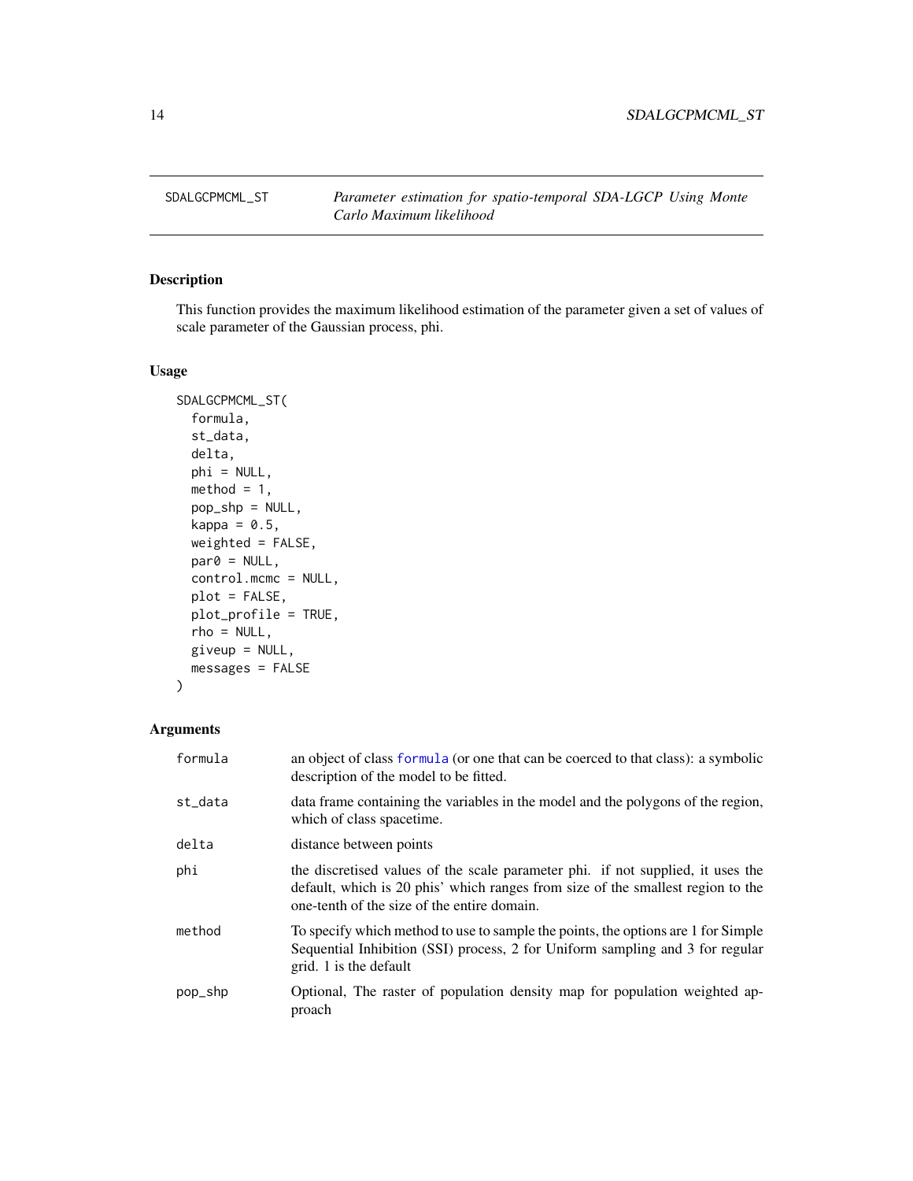SDALGCPMCML_ST    *Parameter estimation for spatio-temporal SDA-LGCP Using Monte Carlo Maximum likelihood*

## Description

This function provides the maximum likelihood estimation of the parameter given a set of values of scale parameter of the Gaussian process, phi.

## Usage

```
SDALGCPMCML_ST(
  formula,
  st_data,
  delta,
  phi = NULL,
  method = 1,
  pop_shp = NULL,
  kappa = 0.5,
  weighted = FALSE,
  par0 = NULL,
  control.mcmc = NULL,
  plot = FALSE,
  plot_profile = TRUE,
  rho = NULL,
  giveup = NULL,
  messages = FALSE
)
```

## Arguments

| | |
|---|---|
| formula | an object of class formula (or one that can be coerced to that class): a symbolic description of the model to be fitted. |
| st_data | data frame containing the variables in the model and the polygons of the region, which of class spacetime. |
| delta | distance between points |
| phi | the discretised values of the scale parameter phi. if not supplied, it uses the default, which is 20 phis' which ranges from size of the smallest region to the one-tenth of the size of the entire domain. |
| method | To specify which method to use to sample the points, the options are 1 for Simple Sequential Inhibition (SSI) process, 2 for Uniform sampling and 3 for regular grid. 1 is the default |
| pop_shp | Optional, The raster of population density map for population weighted approach |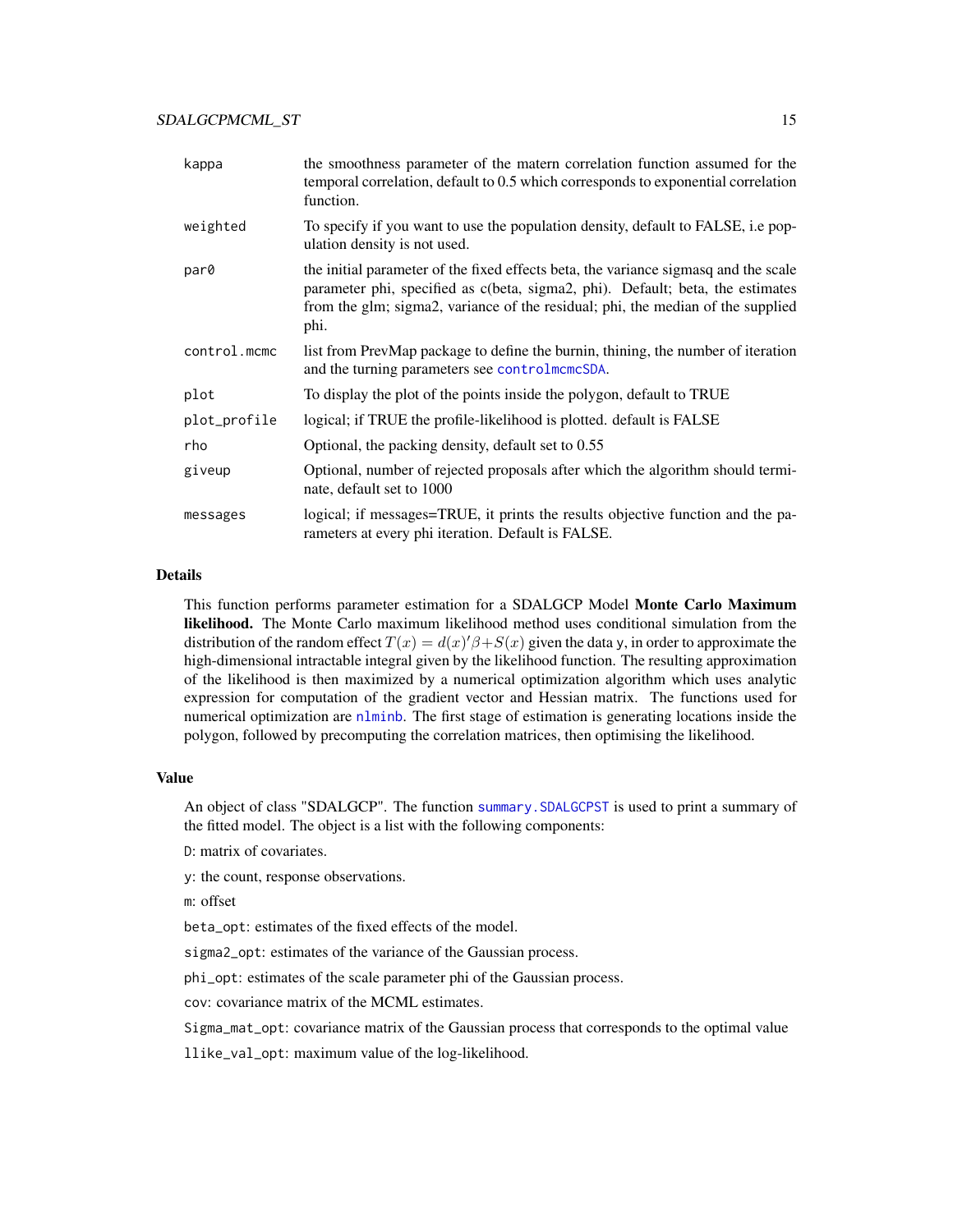| | |
|---|---|
| `kappa` | the smoothness parameter of the matern correlation function assumed for the temporal correlation, default to 0.5 which corresponds to exponential correlation function. |
| `weighted` | To specify if you want to use the population density, default to FALSE, i.e population density is not used. |
| `par0` | the initial parameter of the fixed effects beta, the variance sigmasq and the scale parameter phi, specified as c(beta, sigma2, phi). Default; beta, the estimates from the glm; sigma2, variance of the residual; phi, the median of the supplied phi. |
| `control.mcmc` | list from PrevMap package to define the burnin, thining, the number of iteration and the turning parameters see `controlmcmcSDA`. |
| `plot` | To display the plot of the points inside the polygon, default to TRUE |
| `plot_profile` | logical; if TRUE the profile-likelihood is plotted. default is FALSE |
| `rho` | Optional, the packing density, default set to 0.55 |
| `giveup` | Optional, number of rejected proposals after which the algorithm should terminate, default set to 1000 |
| `messages` | logical; if messages=TRUE, it prints the results objective function and the parameters at every phi iteration. Default is FALSE. |

## Details

This function performs parameter estimation for a SDALGCP Model **Monte Carlo Maximum likelihood.** The Monte Carlo maximum likelihood method uses conditional simulation from the distribution of the random effect $T(x) = d(x)'\beta + S(x)$ given the data `y`, in order to approximate the high-dimensional intractable integral given by the likelihood function. The resulting approximation of the likelihood is then maximized by a numerical optimization algorithm which uses analytic expression for computation of the gradient vector and Hessian matrix. The functions used for numerical optimization are `nlminb`. The first stage of estimation is generating locations inside the polygon, followed by precomputing the correlation matrices, then optimising the likelihood.

## Value

An object of class "SDALGCP". The function `summary.SDALGCPST` is used to print a summary of the fitted model. The object is a list with the following components:

`D`: matrix of covariates.

`y`: the count, response observations.

`m`: offset

`beta_opt`: estimates of the fixed effects of the model.

`sigma2_opt`: estimates of the variance of the Gaussian process.

`phi_opt`: estimates of the scale parameter phi of the Gaussian process.

`cov`: covariance matrix of the MCML estimates.

`Sigma_mat_opt`: covariance matrix of the Gaussian process that corresponds to the optimal value

`llike_val_opt`: maximum value of the log-likelihood.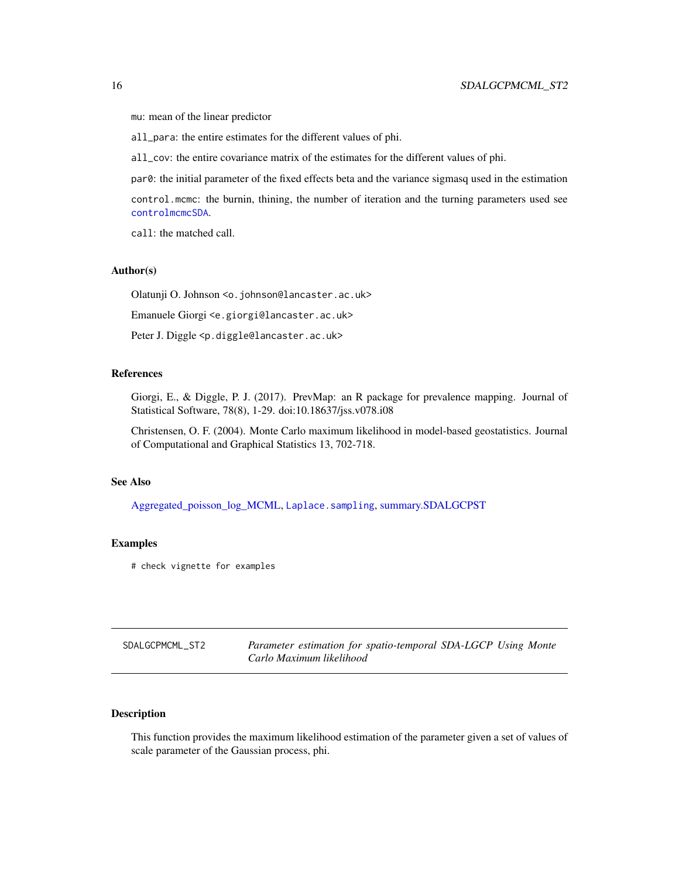`mu`: mean of the linear predictor

`all_para`: the entire estimates for the different values of phi.

`all_cov`: the entire covariance matrix of the estimates for the different values of phi.

`par0`: the initial parameter of the fixed effects beta and the variance sigmasq used in the estimation

`control.mcmc`: the burnin, thining, the number of iteration and the turning parameters used see `controlmcmcSDA`.

`call`: the matched call.

### Author(s)

Olatunji O. Johnson `<o.johnson@lancaster.ac.uk>`

Emanuele Giorgi `<e.giorgi@lancaster.ac.uk>`

Peter J. Diggle `<p.diggle@lancaster.ac.uk>`

### References

Giorgi, E., & Diggle, P. J. (2017). PrevMap: an R package for prevalence mapping. Journal of Statistical Software, 78(8), 1-29. doi:10.18637/jss.v078.i08

Christensen, O. F. (2004). Monte Carlo maximum likelihood in model-based geostatistics. Journal of Computational and Graphical Statistics 13, 702-718.

### See Also

Aggregated_poisson_log_MCML, `Laplace.sampling`, summary.SDALGCPST

### Examples

```
# check vignette for examples
```

---

## SDALGCPMCML_ST2 — *Parameter estimation for spatio-temporal SDA-LGCP Using Monte Carlo Maximum likelihood*

---

### Description

This function provides the maximum likelihood estimation of the parameter given a set of values of scale parameter of the Gaussian process, phi.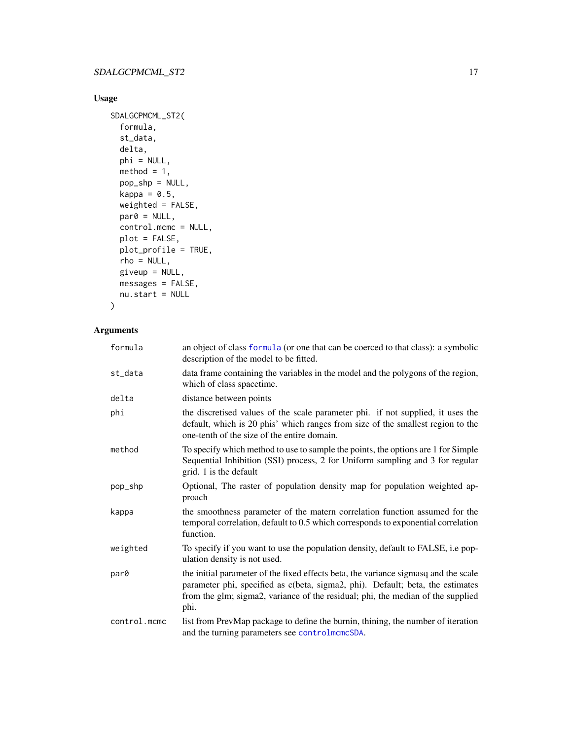## Usage

```
SDALGCPMCML_ST2(
  formula,
  st_data,
  delta,
  phi = NULL,
  method = 1,
  pop_shp = NULL,
  kappa = 0.5,
  weighted = FALSE,
  par0 = NULL,
  control.mcmc = NULL,
  plot = FALSE,
  plot_profile = TRUE,
  rho = NULL,
  giveup = NULL,
  messages = FALSE,
  nu.start = NULL
)
```

## Arguments

| Argument | Description |
|---|---|
| `formula` | an object of class `formula` (or one that can be coerced to that class): a symbolic description of the model to be fitted. |
| `st_data` | data frame containing the variables in the model and the polygons of the region, which of class spacetime. |
| `delta` | distance between points |
| `phi` | the discretised values of the scale parameter phi. if not supplied, it uses the default, which is 20 phis' which ranges from size of the smallest region to the one-tenth of the size of the entire domain. |
| `method` | To specify which method to use to sample the points, the options are 1 for Simple Sequential Inhibition (SSI) process, 2 for Uniform sampling and 3 for regular grid. 1 is the default |
| `pop_shp` | Optional, The raster of population density map for population weighted approach |
| `kappa` | the smoothness parameter of the matern correlation function assumed for the temporal correlation, default to 0.5 which corresponds to exponential correlation function. |
| `weighted` | To specify if you want to use the population density, default to FALSE, i.e population density is not used. |
| `par0` | the initial parameter of the fixed effects beta, the variance sigmasq and the scale parameter phi, specified as c(beta, sigma2, phi). Default; beta, the estimates from the glm; sigma2, variance of the residual; phi, the median of the supplied phi. |
| `control.mcmc` | list from PrevMap package to define the burnin, thining, the number of iteration and the turning parameters see `controlmcmcSDA`. |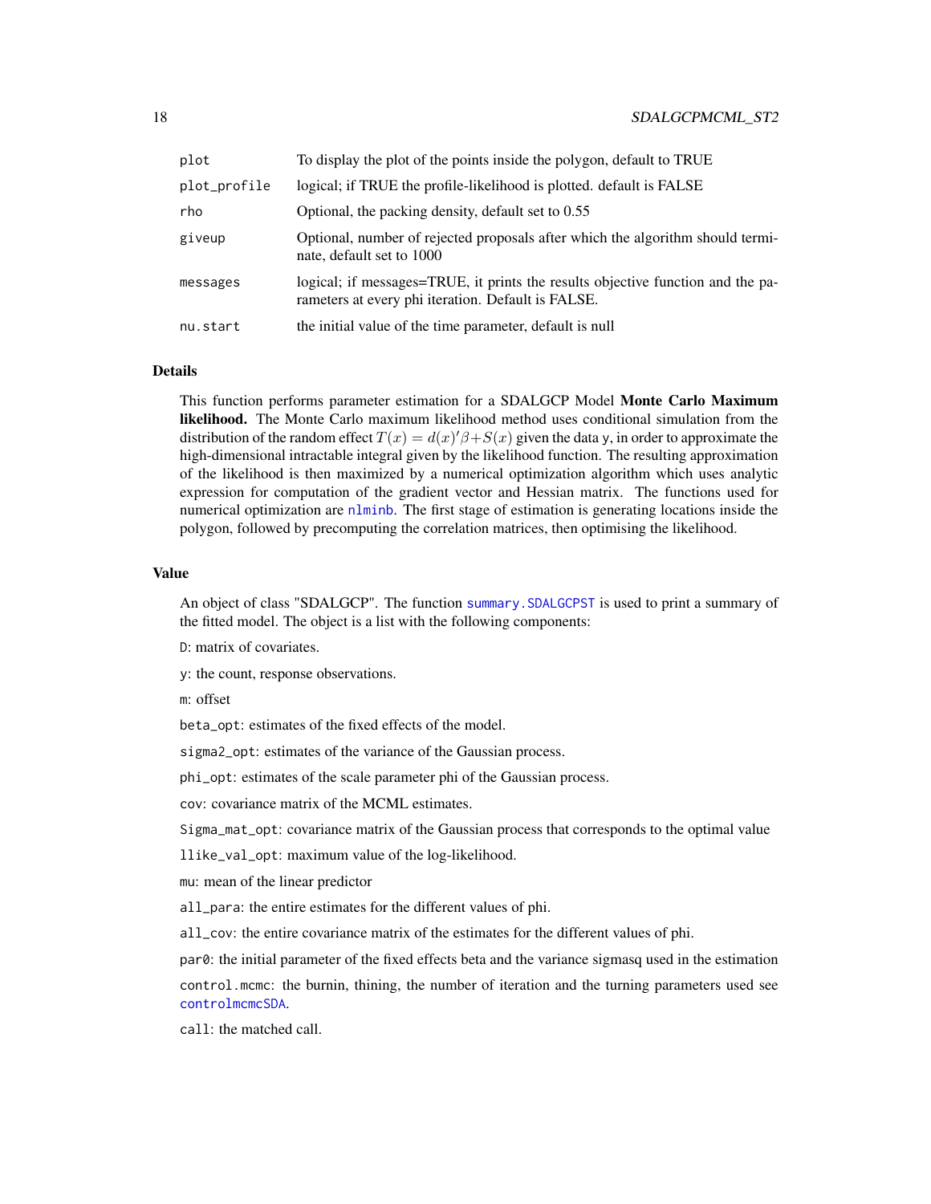| | |
|---|---|
| plot | To display the plot of the points inside the polygon, default to TRUE |
| plot_profile | logical; if TRUE the profile-likelihood is plotted. default is FALSE |
| rho | Optional, the packing density, default set to 0.55 |
| giveup | Optional, number of rejected proposals after which the algorithm should terminate, default set to 1000 |
| messages | logical; if messages=TRUE, it prints the results objective function and the parameters at every phi iteration. Default is FALSE. |
| nu.start | the initial value of the time parameter, default is null |

## Details

This function performs parameter estimation for a SDALGCP Model **Monte Carlo Maximum likelihood.** The Monte Carlo maximum likelihood method uses conditional simulation from the distribution of the random effect $T(x) = d(x)'\beta + S(x)$ given the data y, in order to approximate the high-dimensional intractable integral given by the likelihood function. The resulting approximation of the likelihood is then maximized by a numerical optimization algorithm which uses analytic expression for computation of the gradient vector and Hessian matrix. The functions used for numerical optimization are nlminb. The first stage of estimation is generating locations inside the polygon, followed by precomputing the correlation matrices, then optimising the likelihood.

## Value

An object of class "SDALGCP". The function summary.SDALGCPST is used to print a summary of the fitted model. The object is a list with the following components:

D: matrix of covariates.

y: the count, response observations.

m: offset

beta_opt: estimates of the fixed effects of the model.

sigma2_opt: estimates of the variance of the Gaussian process.

phi_opt: estimates of the scale parameter phi of the Gaussian process.

cov: covariance matrix of the MCML estimates.

Sigma_mat_opt: covariance matrix of the Gaussian process that corresponds to the optimal value

llike_val_opt: maximum value of the log-likelihood.

mu: mean of the linear predictor

all_para: the entire estimates for the different values of phi.

all_cov: the entire covariance matrix of the estimates for the different values of phi.

par0: the initial parameter of the fixed effects beta and the variance sigmasq used in the estimation

control.mcmc: the burnin, thining, the number of iteration and the turning parameters used see controlmcmcSDA.

call: the matched call.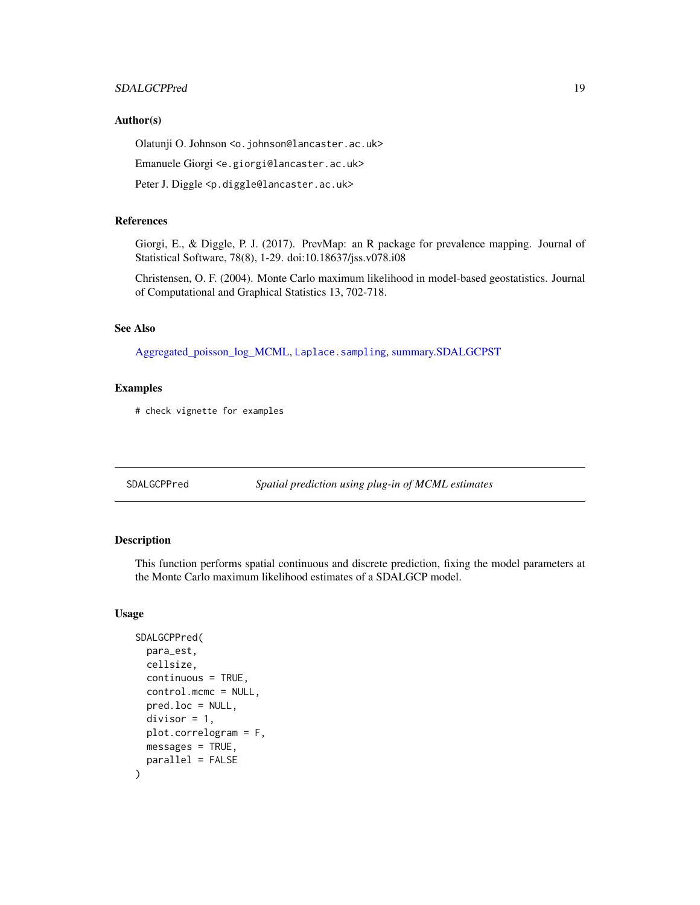## Author(s)

Olatunji O. Johnson <o.johnson@lancaster.ac.uk>

Emanuele Giorgi <e.giorgi@lancaster.ac.uk>

Peter J. Diggle <p.diggle@lancaster.ac.uk>

## References

Giorgi, E., & Diggle, P. J. (2017). PrevMap: an R package for prevalence mapping. Journal of Statistical Software, 78(8), 1-29. doi:10.18637/jss.v078.i08

Christensen, O. F. (2004). Monte Carlo maximum likelihood in model-based geostatistics. Journal of Computational and Graphical Statistics 13, 702-718.

## See Also

Aggregated_poisson_log_MCML, `Laplace.sampling`, summary.SDALGCPST

## Examples

```
# check vignette for examples
```

---

# SDALGCPPred — *Spatial prediction using plug-in of MCML estimates*

## Description

This function performs spatial continuous and discrete prediction, fixing the model parameters at the Monte Carlo maximum likelihood estimates of a SDALGCP model.

## Usage

```
SDALGCPPred(
  para_est,
  cellsize,
  continuous = TRUE,
  control.mcmc = NULL,
  pred.loc = NULL,
  divisor = 1,
  plot.correlogram = F,
  messages = TRUE,
  parallel = FALSE
)
```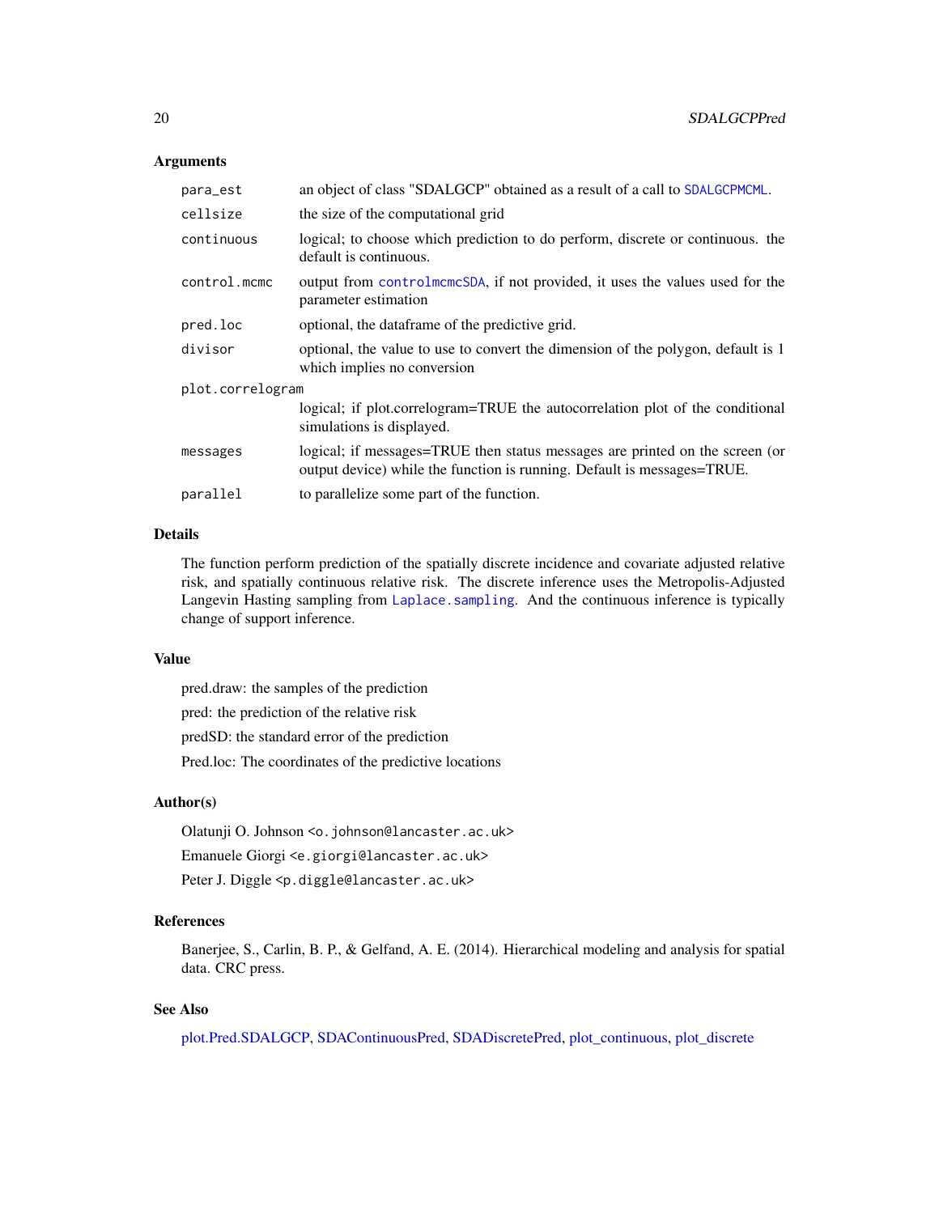### Arguments

| | |
|---|---|
| `para_est` | an object of class "SDALGCP" obtained as a result of a call to `SDALGCPMCML`. |
| `cellsize` | the size of the computational grid |
| `continuous` | logical; to choose which prediction to do perform, discrete or continuous. the default is continuous. |
| `control.mcmc` | output from `controlmcmcSDA`, if not provided, it uses the values used for the parameter estimation |
| `pred.loc` | optional, the dataframe of the predictive grid. |
| `divisor` | optional, the value to use to convert the dimension of the polygon, default is 1 which implies no conversion |
| `plot.correlogram` | logical; if plot.correlogram=TRUE the autocorrelation plot of the conditional simulations is displayed. |
| `messages` | logical; if messages=TRUE then status messages are printed on the screen (or output device) while the function is running. Default is messages=TRUE. |
| `parallel` | to parallelize some part of the function. |

### Details

The function perform prediction of the spatially discrete incidence and covariate adjusted relative risk, and spatially continuous relative risk. The discrete inference uses the Metropolis-Adjusted Langevin Hasting sampling from `Laplace.sampling`. And the continuous inference is typically change of support inference.

### Value

pred.draw: the samples of the prediction

pred: the prediction of the relative risk

predSD: the standard error of the prediction

Pred.loc: The coordinates of the predictive locations

### Author(s)

Olatunji O. Johnson <o.johnson@lancaster.ac.uk>

Emanuele Giorgi <e.giorgi@lancaster.ac.uk>

Peter J. Diggle <p.diggle@lancaster.ac.uk>

### References

Banerjee, S., Carlin, B. P., & Gelfand, A. E. (2014). Hierarchical modeling and analysis for spatial data. CRC press.

### See Also

plot.Pred.SDALGCP, SDAContinuousPred, SDADiscretePred, plot_continuous, plot_discrete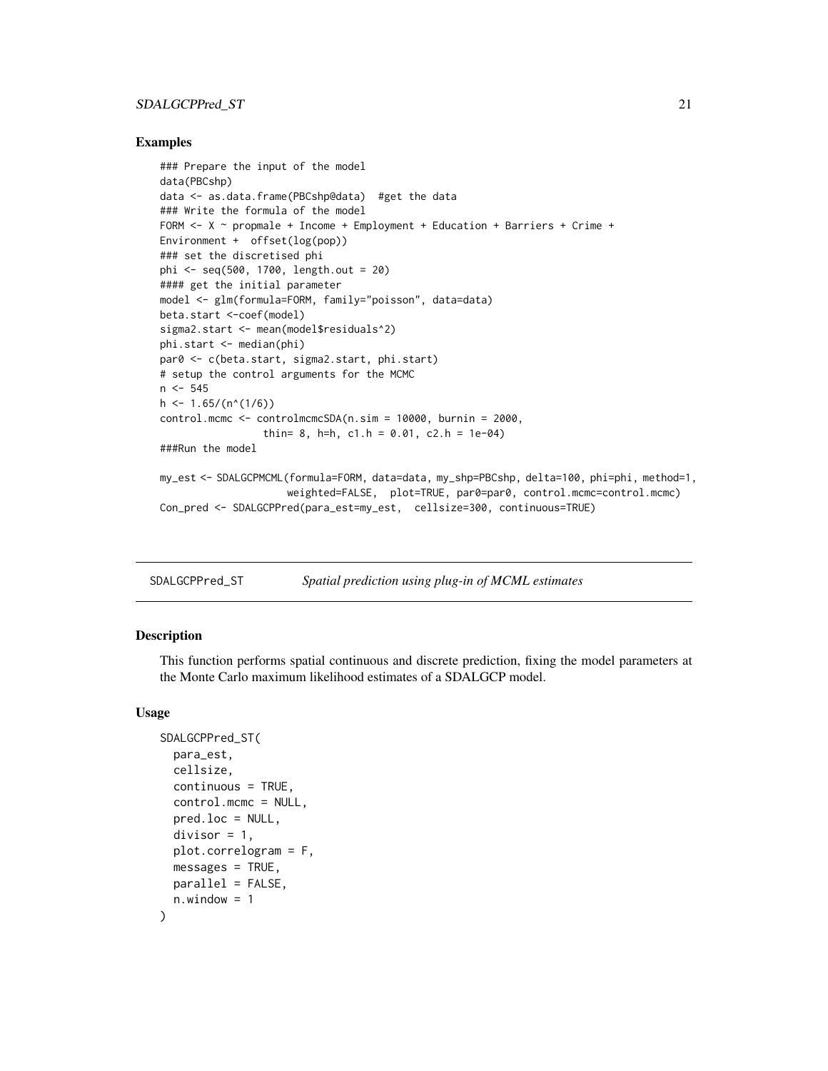### Examples

```
### Prepare the input of the model
data(PBCshp)
data <- as.data.frame(PBCshp@data)  #get the data
### Write the formula of the model
FORM <- X ~ propmale + Income + Employment + Education + Barriers + Crime +
Environment +  offset(log(pop))
### set the discretised phi
phi <- seq(500, 1700, length.out = 20)
#### get the initial parameter
model <- glm(formula=FORM, family="poisson", data=data)
beta.start <-coef(model)
sigma2.start <- mean(model$residuals^2)
phi.start <- median(phi)
par0 <- c(beta.start, sigma2.start, phi.start)
# setup the control arguments for the MCMC
n <- 545
h <- 1.65/(n^(1/6))
control.mcmc <- controlmcmcSDA(n.sim = 10000, burnin = 2000,
                 thin= 8, h=h, c1.h = 0.01, c2.h = 1e-04)
###Run the model

my_est <- SDALGCPMCML(formula=FORM, data=data, my_shp=PBCshp, delta=100, phi=phi, method=1,
                     weighted=FALSE,  plot=TRUE, par0=par0, control.mcmc=control.mcmc)
Con_pred <- SDALGCPPred(para_est=my_est,  cellsize=300, continuous=TRUE)
```

---

## SDALGCPPred_ST *Spatial prediction using plug-in of MCML estimates*

### Description

This function performs spatial continuous and discrete prediction, fixing the model parameters at the Monte Carlo maximum likelihood estimates of a SDALGCP model.

### Usage

```
SDALGCPPred_ST(
  para_est,
  cellsize,
  continuous = TRUE,
  control.mcmc = NULL,
  pred.loc = NULL,
  divisor = 1,
  plot.correlogram = F,
  messages = TRUE,
  parallel = FALSE,
  n.window = 1
)
```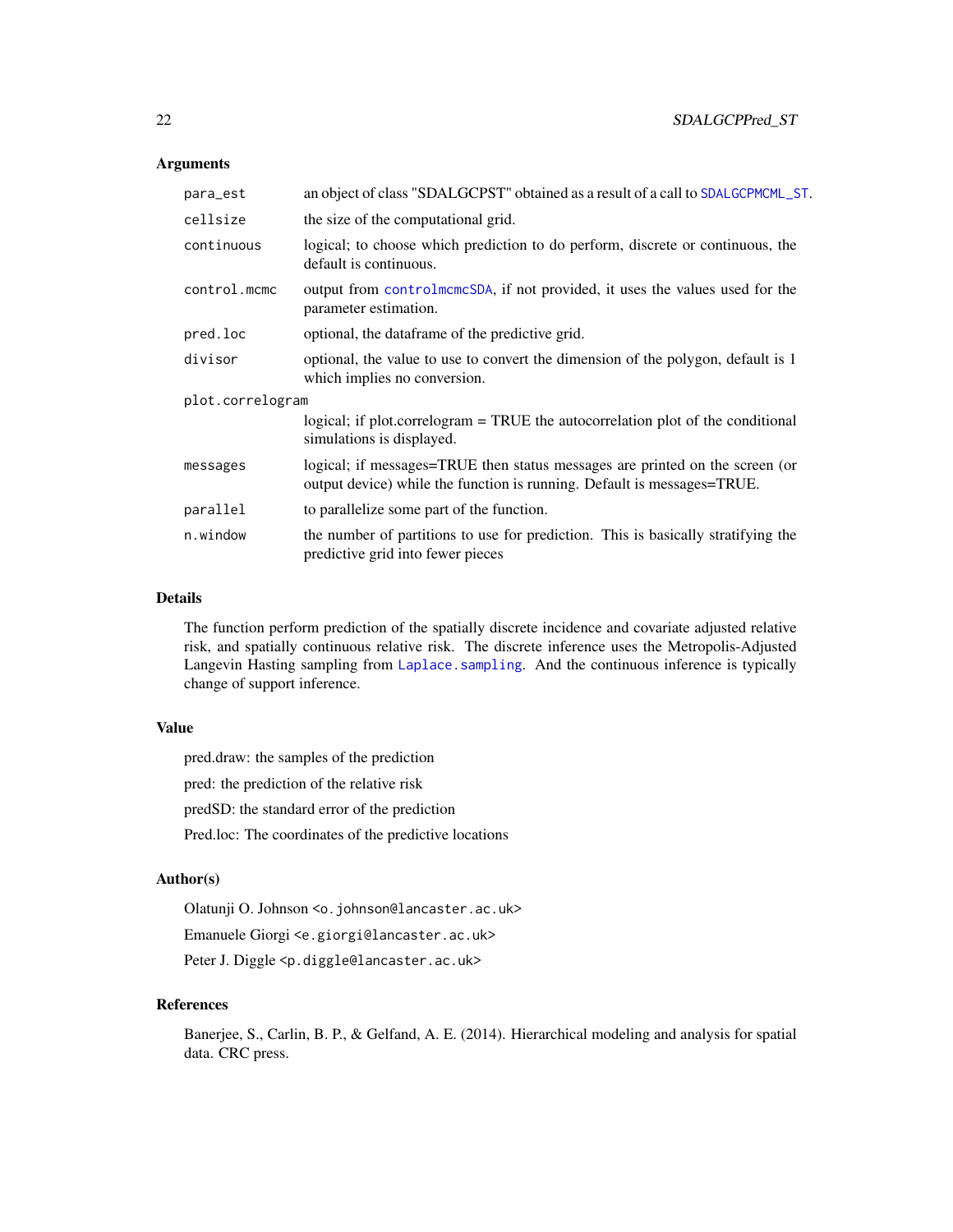### Arguments

| | |
|---|---|
| `para_est` | an object of class "SDALGCPST" obtained as a result of a call to `SDALGCPMCML_ST`. |
| `cellsize` | the size of the computational grid. |
| `continuous` | logical; to choose which prediction to do perform, discrete or continuous, the default is continuous. |
| `control.mcmc` | output from `controlmcmcSDA`, if not provided, it uses the values used for the parameter estimation. |
| `pred.loc` | optional, the dataframe of the predictive grid. |
| `divisor` | optional, the value to use to convert the dimension of the polygon, default is 1 which implies no conversion. |
| `plot.correlogram` | logical; if plot.correlogram = TRUE the autocorrelation plot of the conditional simulations is displayed. |
| `messages` | logical; if messages=TRUE then status messages are printed on the screen (or output device) while the function is running. Default is messages=TRUE. |
| `parallel` | to parallelize some part of the function. |
| `n.window` | the number of partitions to use for prediction. This is basically stratifying the predictive grid into fewer pieces |

### Details

The function perform prediction of the spatially discrete incidence and covariate adjusted relative risk, and spatially continuous relative risk. The discrete inference uses the Metropolis-Adjusted Langevin Hasting sampling from `Laplace.sampling`. And the continuous inference is typically change of support inference.

### Value

pred.draw: the samples of the prediction

pred: the prediction of the relative risk

predSD: the standard error of the prediction

Pred.loc: The coordinates of the predictive locations

### Author(s)

Olatunji O. Johnson <o.johnson@lancaster.ac.uk>

Emanuele Giorgi <e.giorgi@lancaster.ac.uk>

Peter J. Diggle <p.diggle@lancaster.ac.uk>

### References

Banerjee, S., Carlin, B. P., & Gelfand, A. E. (2014). Hierarchical modeling and analysis for spatial data. CRC press.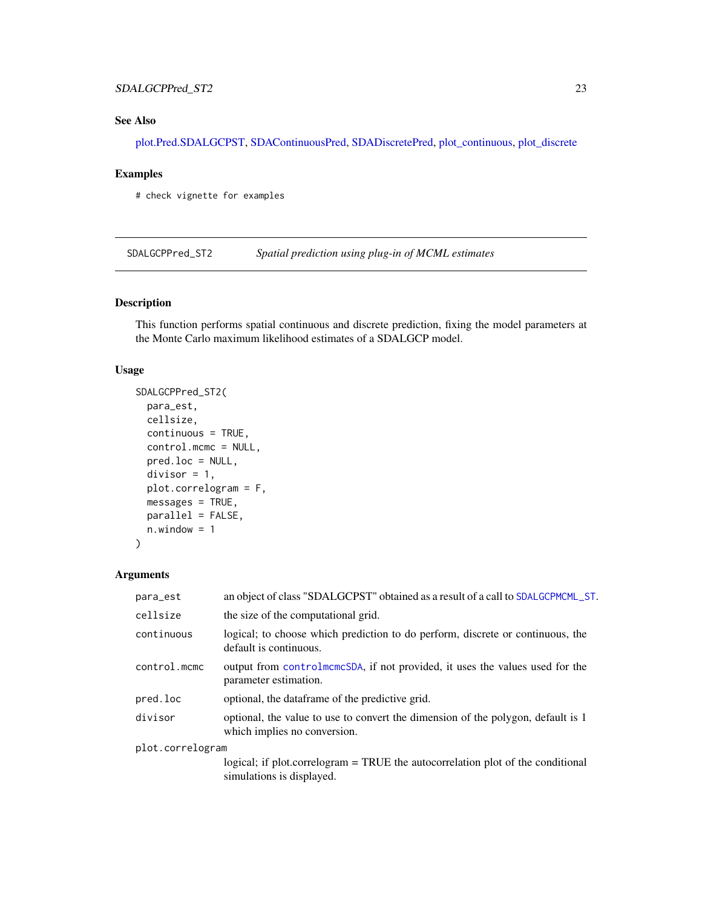### See Also

plot.Pred.SDALGCPST, SDAContinuousPred, SDADiscretePred, plot_continuous, plot_discrete

### Examples

```
# check vignette for examples
```

## SDALGCPPred_ST2 — *Spatial prediction using plug-in of MCML estimates*

### Description

This function performs spatial continuous and discrete prediction, fixing the model parameters at the Monte Carlo maximum likelihood estimates of a SDALGCP model.

### Usage

```
SDALGCPPred_ST2(
  para_est,
  cellsize,
  continuous = TRUE,
  control.mcmc = NULL,
  pred.loc = NULL,
  divisor = 1,
  plot.correlogram = F,
  messages = TRUE,
  parallel = FALSE,
  n.window = 1
)
```

### Arguments

| | |
|---|---|
| `para_est` | an object of class "SDALGCPST" obtained as a result of a call to `SDALGCPMCML_ST`. |
| `cellsize` | the size of the computational grid. |
| `continuous` | logical; to choose which prediction to do perform, discrete or continuous, the default is continuous. |
| `control.mcmc` | output from `controlmcmcSDA`, if not provided, it uses the values used for the parameter estimation. |
| `pred.loc` | optional, the dataframe of the predictive grid. |
| `divisor` | optional, the value to use to convert the dimension of the polygon, default is 1 which implies no conversion. |
| `plot.correlogram` | logical; if plot.correlogram = TRUE the autocorrelation plot of the conditional simulations is displayed. |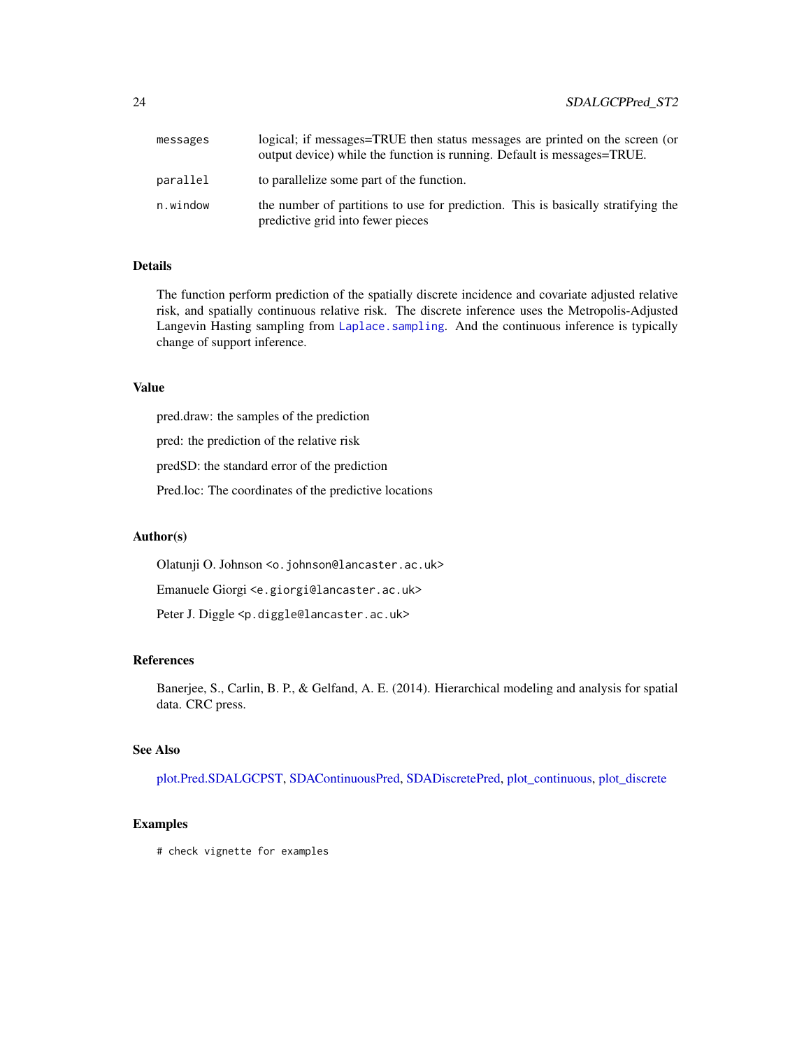| | |
|---|---|
| `messages` | logical; if messages=TRUE then status messages are printed on the screen (or output device) while the function is running. Default is messages=TRUE. |
| `parallel` | to parallelize some part of the function. |
| `n.window` | the number of partitions to use for prediction. This is basically stratifying the predictive grid into fewer pieces |

## Details

The function perform prediction of the spatially discrete incidence and covariate adjusted relative risk, and spatially continuous relative risk. The discrete inference uses the Metropolis-Adjusted Langevin Hasting sampling from `Laplace.sampling`. And the continuous inference is typically change of support inference.

## Value

pred.draw: the samples of the prediction

pred: the prediction of the relative risk

predSD: the standard error of the prediction

Pred.loc: The coordinates of the predictive locations

## Author(s)

Olatunji O. Johnson <o.johnson@lancaster.ac.uk>

Emanuele Giorgi <e.giorgi@lancaster.ac.uk>

Peter J. Diggle <p.diggle@lancaster.ac.uk>

## References

Banerjee, S., Carlin, B. P., & Gelfand, A. E. (2014). Hierarchical modeling and analysis for spatial data. CRC press.

## See Also

plot.Pred.SDALGCPST, SDAContinuousPred, SDADiscretePred, plot_continuous, plot_discrete

## Examples

```
# check vignette for examples
```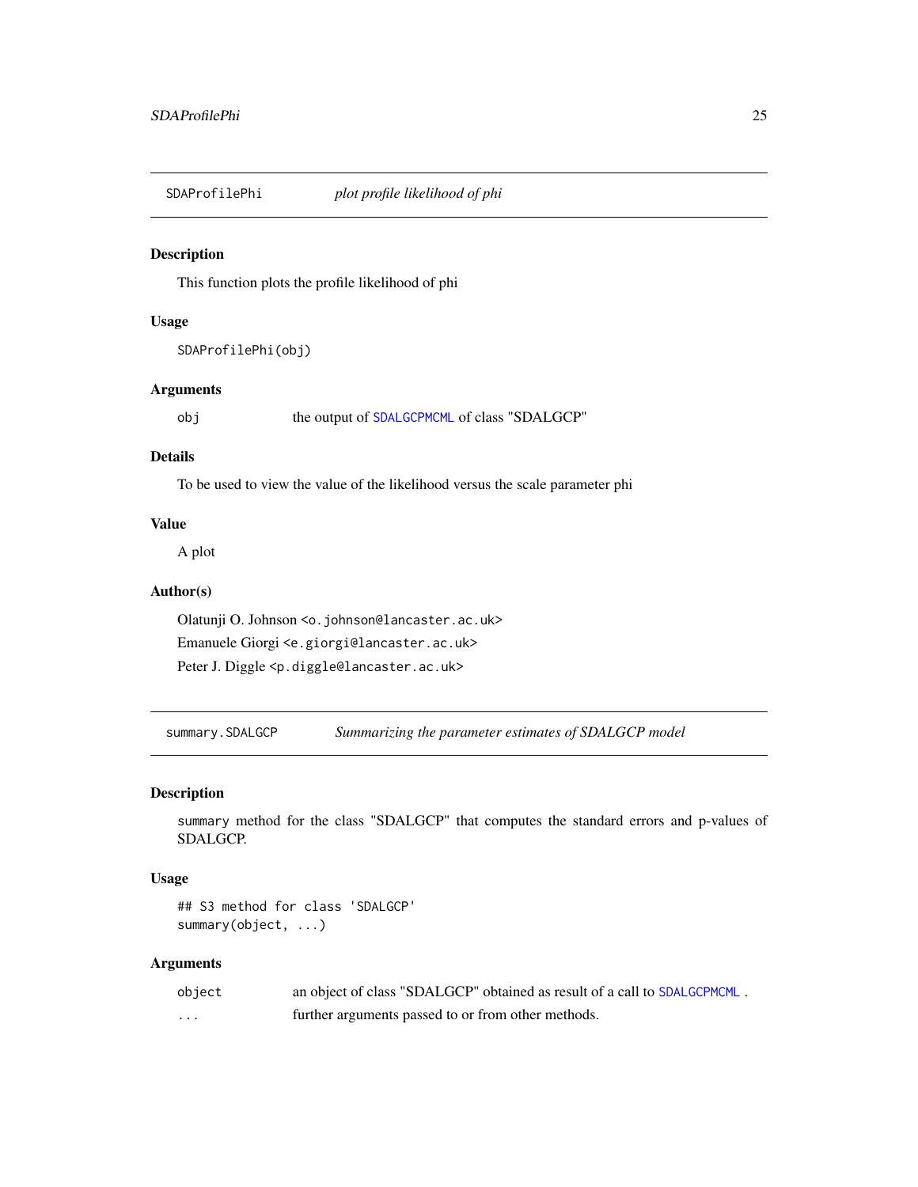## SDAProfilePhi — *plot profile likelihood of phi*

### Description

This function plots the profile likelihood of phi

### Usage

```
SDAProfilePhi(obj)
```

### Arguments

| | |
|---|---|
| obj | the output of `SDALGCPMCML` of class "SDALGCP" |

### Details

To be used to view the value of the likelihood versus the scale parameter phi

### Value

A plot

### Author(s)

Olatunji O. Johnson <o.johnson@lancaster.ac.uk>

Emanuele Giorgi <e.giorgi@lancaster.ac.uk>

Peter J. Diggle <p.diggle@lancaster.ac.uk>

## summary.SDALGCP — *Summarizing the parameter estimates of SDALGCP model*

### Description

summary method for the class "SDALGCP" that computes the standard errors and p-values of SDALGCP.

### Usage

```
## S3 method for class 'SDALGCP'
summary(object, ...)
```

### Arguments

| | |
|---|---|
| object | an object of class "SDALGCP" obtained as result of a call to `SDALGCPMCML` . |
| ... | further arguments passed to or from other methods. |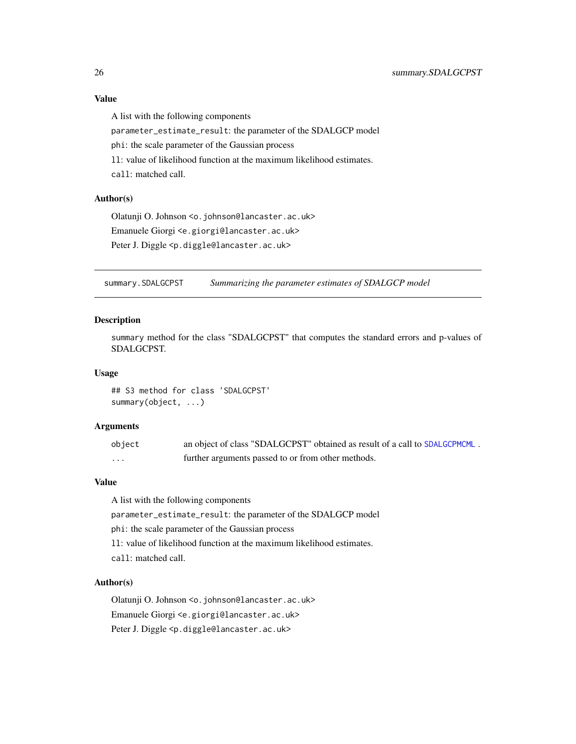### Value

A list with the following components

`parameter_estimate_result`: the parameter of the SDALGCP model

`phi`: the scale parameter of the Gaussian process

`ll`: value of likelihood function at the maximum likelihood estimates.

`call`: matched call.

### Author(s)

Olatunji O. Johnson <o.johnson@lancaster.ac.uk>

Emanuele Giorgi <e.giorgi@lancaster.ac.uk>

Peter J. Diggle <p.diggle@lancaster.ac.uk>

---

## summary.SDALGCPST — *Summarizing the parameter estimates of SDALGCP model*

---

### Description

`summary` method for the class "SDALGCPST" that computes the standard errors and p-values of SDALGCPST.

### Usage

```
## S3 method for class 'SDALGCPST'
summary(object, ...)
```

### Arguments

| | |
|---|---|
| `object` | an object of class "SDALGCPST" obtained as result of a call to `SDALGCPMCML` . |
| `...` | further arguments passed to or from other methods. |

### Value

A list with the following components

`parameter_estimate_result`: the parameter of the SDALGCP model

`phi`: the scale parameter of the Gaussian process

`ll`: value of likelihood function at the maximum likelihood estimates.

`call`: matched call.

### Author(s)

Olatunji O. Johnson <o.johnson@lancaster.ac.uk>

Emanuele Giorgi <e.giorgi@lancaster.ac.uk>

Peter J. Diggle <p.diggle@lancaster.ac.uk>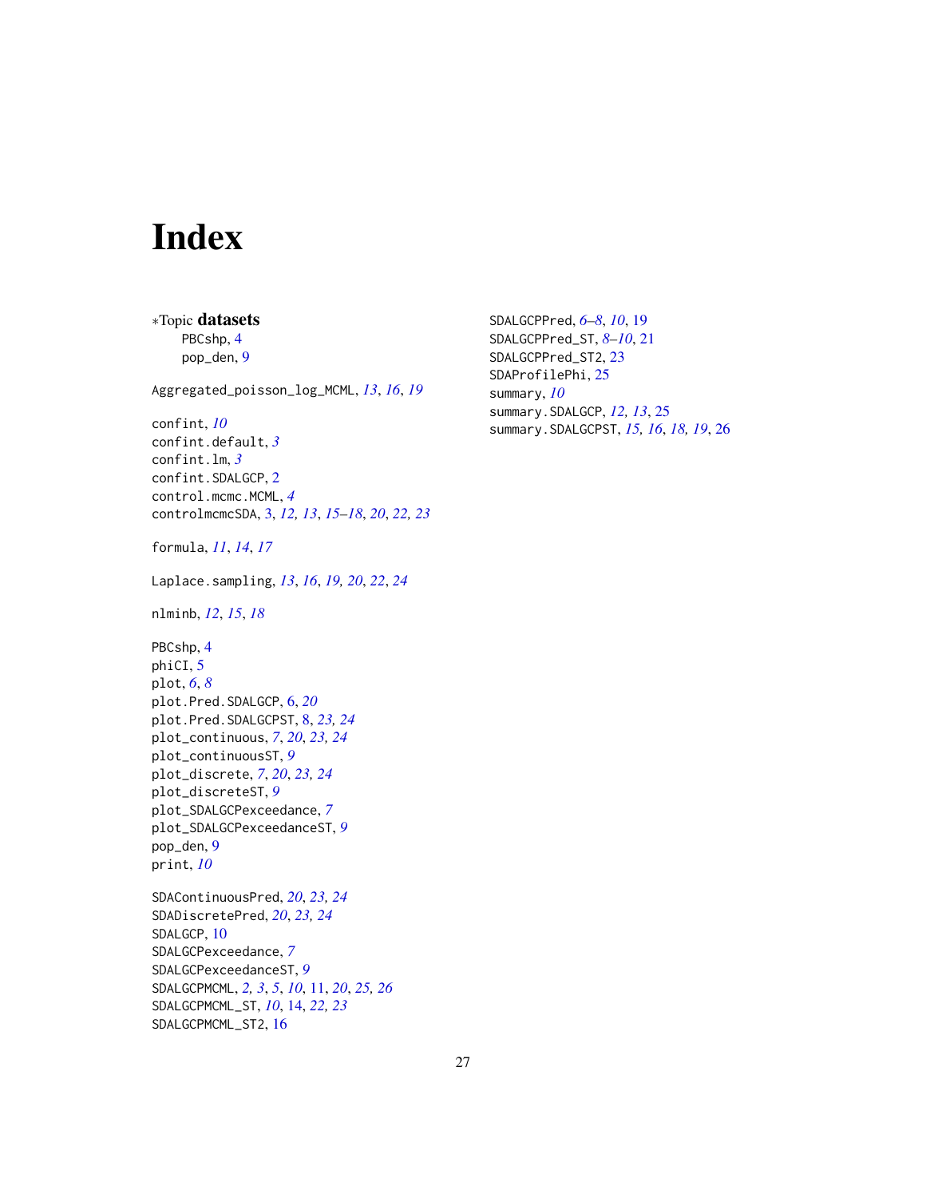# Index

∗Topic **datasets**
PBCshp, 4
pop_den, 9

Aggregated_poisson_log_MCML, *13*, *16*, *19*

confint, *10*
confint.default, *3*
confint.lm, *3*
confint.SDALGCP, 2
control.mcmc.MCML, *4*
controlmcmcSDA, 3, *12, 13*, *15–18*, *20*, *22, 23*

formula, *11*, *14*, *17*

Laplace.sampling, *13*, *16*, *19, 20*, *22*, *24*

nlminb, *12*, *15*, *18*

PBCshp, 4
phiCI, 5
plot, *6*, *8*
plot.Pred.SDALGCP, 6, *20*
plot.Pred.SDALGCPST, 8, *23, 24*
plot_continuous, *7*, *20*, *23, 24*
plot_continuousST, *9*
plot_discrete, *7*, *20*, *23, 24*
plot_discreteST, *9*
plot_SDALGCPexceedance, *7*
plot_SDALGCPexceedanceST, *9*
pop_den, 9
print, *10*

SDAContinuousPred, *20*, *23, 24*
SDADiscretePred, *20*, *23, 24*
SDALGCP, 10
SDALGCPexceedance, *7*
SDALGCPexceedanceST, *9*
SDALGCPMCML, *2, 3*, *5*, *10*, 11, *20*, *25, 26*
SDALGCPMCML_ST, *10*, 14, *22, 23*
SDALGCPMCML_ST2, 16
SDALGCPPred, *6–8*, *10*, 19
SDALGCPPred_ST, *8–10*, 21
SDALGCPPred_ST2, 23
SDAProfilePhi, 25
summary, *10*
summary.SDALGCP, *12, 13*, 25
summary.SDALGCPST, *15, 16*, *18, 19*, 26